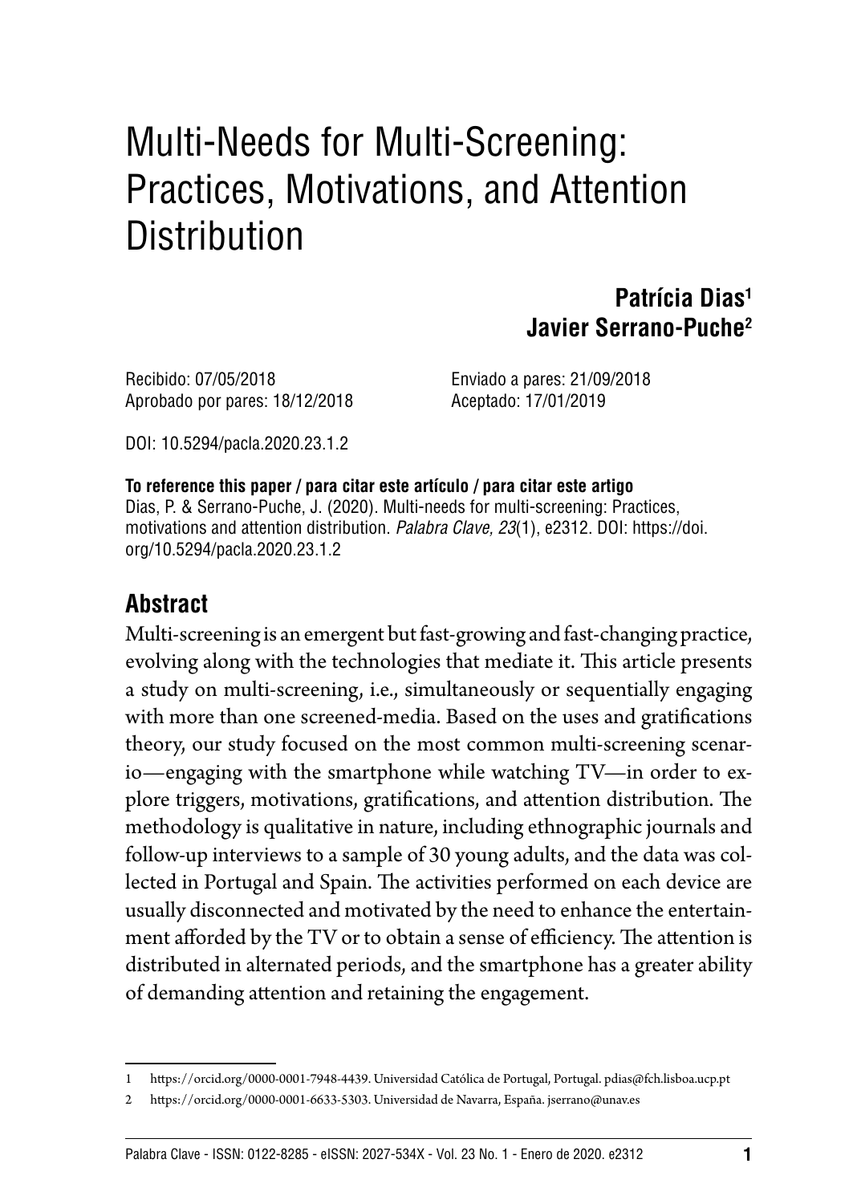# Multi-Needs for Multi-Screening: Practices, Motivations, and Attention Distribution

**Patrícia Dias[1]**
**Javier Serrano-Puche[2]**

Recibido: 07/05/2018
Enviado a pares: 21/09/2018
Aprobado por pares: 18/12/2018
Aceptado: 17/01/2019

DOI: 10.5294/pacla.2020.23.1.2

**To reference this paper / para citar este artículo / para citar este artigo**
Dias, P. & Serrano-Puche, J. (2020). Multi-needs for multi-screening: Practices, motivations and attention distribution. *Palabra Clave, 23*(1), e2312. DOI: https://doi.org/10.5294/pacla.2020.23.1.2

## Abstract

Multi-screening is an emergent but fast-growing and fast-changing practice, evolving along with the technologies that mediate it. This article presents a study on multi-screening, i.e., simultaneously or sequentially engaging with more than one screened-media. Based on the uses and gratifications theory, our study focused on the most common multi-screening scenario—engaging with the smartphone while watching TV—in order to explore triggers, motivations, gratifications, and attention distribution. The methodology is qualitative in nature, including ethnographic journals and follow-up interviews to a sample of 30 young adults, and the data was collected in Portugal and Spain. The activities performed on each device are usually disconnected and motivated by the need to enhance the entertainment afforded by the TV or to obtain a sense of efficiency. The attention is distributed in alternated periods, and the smartphone has a greater ability of demanding attention and retaining the engagement.

---

1 https://orcid.org/0000-0001-7948-4439. Universidad Católica de Portugal, Portugal. pdias@fch.lisboa.ucp.pt

2 https://orcid.org/0000-0001-6633-5303. Universidad de Navarra, España. jserrano@unav.es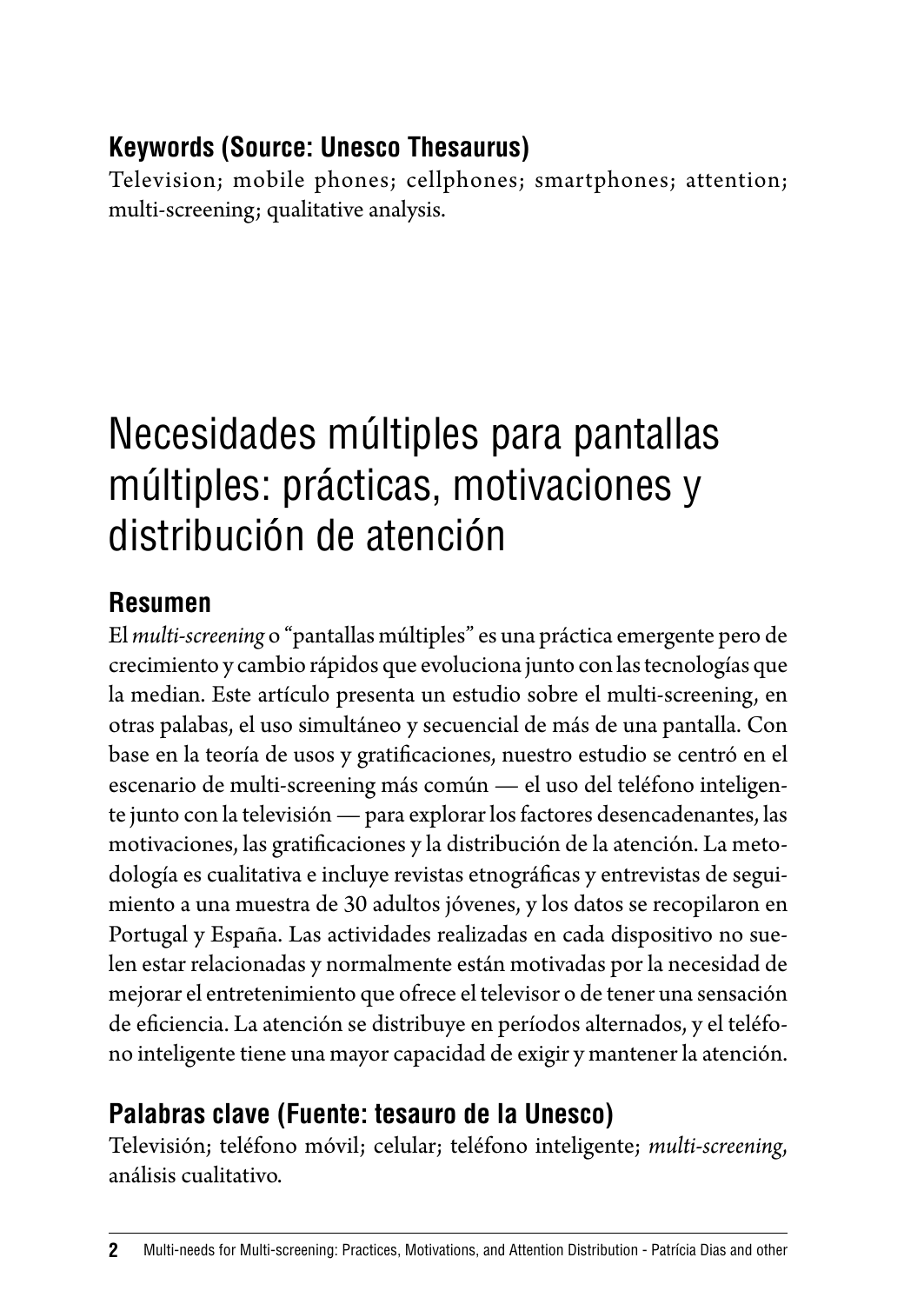### Keywords (Source: Unesco Thesaurus)

Television; mobile phones; cellphones; smartphones; attention; multi-screening; qualitative analysis.

# Necesidades múltiples para pantallas múltiples: prácticas, motivaciones y distribución de atención

### Resumen

El *multi-screening* o "pantallas múltiples" es una práctica emergente pero de crecimiento y cambio rápidos que evoluciona junto con las tecnologías que la median. Este artículo presenta un estudio sobre el multi-screening, en otras palabas, el uso simultáneo y secuencial de más de una pantalla. Con base en la teoría de usos y gratificaciones, nuestro estudio se centró en el escenario de multi-screening más común — el uso del teléfono inteligente junto con la televisión — para explorar los factores desencadenantes, las motivaciones, las gratificaciones y la distribución de la atención. La metodología es cualitativa e incluye revistas etnográficas y entrevistas de seguimiento a una muestra de 30 adultos jóvenes, y los datos se recopilaron en Portugal y España. Las actividades realizadas en cada dispositivo no suelen estar relacionadas y normalmente están motivadas por la necesidad de mejorar el entretenimiento que ofrece el televisor o de tener una sensación de eficiencia. La atención se distribuye en períodos alternados, y el teléfono inteligente tiene una mayor capacidad de exigir y mantener la atención.

### Palabras clave (Fuente: tesauro de la Unesco)

Televisión; teléfono móvil; celular; teléfono inteligente; *multi-screening*, análisis cualitativo.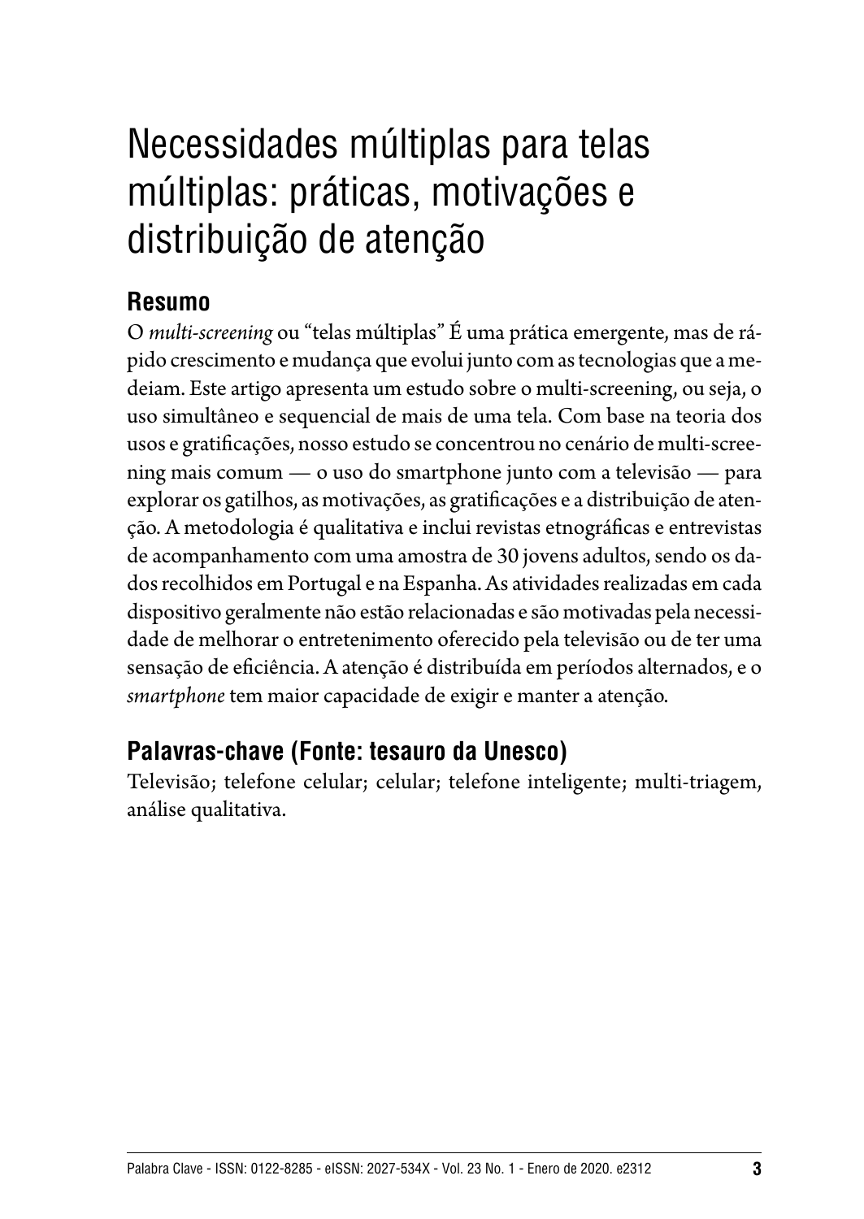# Necessidades múltiplas para telas múltiplas: práticas, motivações e distribuição de atenção

## Resumo

O *multi-screening* ou "telas múltiplas" É uma prática emergente, mas de rápido crescimento e mudança que evolui junto com as tecnologias que a medeiam. Este artigo apresenta um estudo sobre o multi-screening, ou seja, o uso simultâneo e sequencial de mais de uma tela. Com base na teoria dos usos e gratificações, nosso estudo se concentrou no cenário de multi-screening mais comum — o uso do smartphone junto com a televisão — para explorar os gatilhos, as motivações, as gratificações e a distribuição de atenção. A metodologia é qualitativa e inclui revistas etnográficas e entrevistas de acompanhamento com uma amostra de 30 jovens adultos, sendo os dados recolhidos em Portugal e na Espanha. As atividades realizadas em cada dispositivo geralmente não estão relacionadas e são motivadas pela necessidade de melhorar o entretenimento oferecido pela televisão ou de ter uma sensação de eficiência. A atenção é distribuída em períodos alternados, e o *smartphone* tem maior capacidade de exigir e manter a atenção.

## Palavras-chave (Fonte: tesauro da Unesco)

Televisão; telefone celular; celular; telefone inteligente; multi-triagem, análise qualitativa.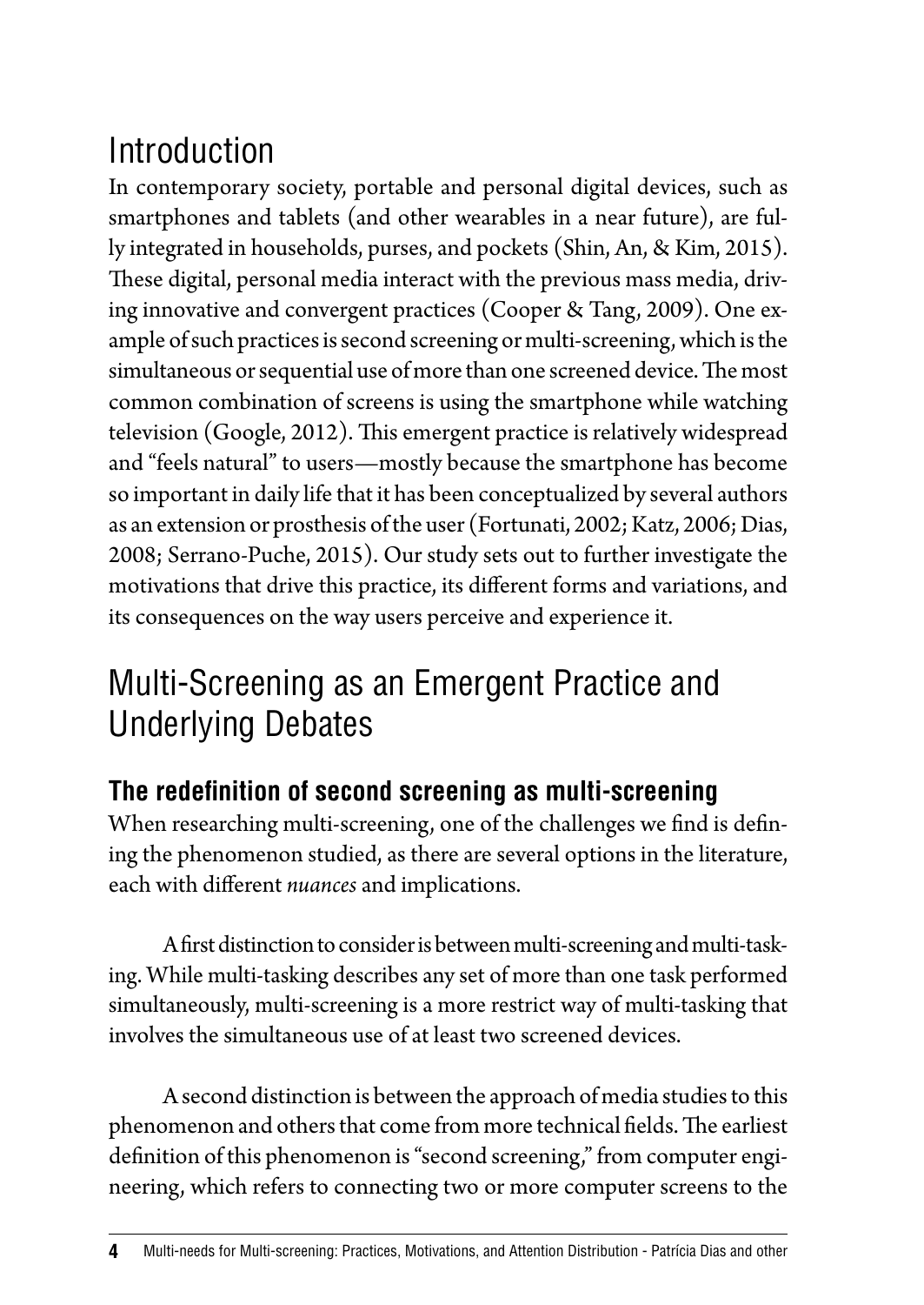# Introduction

In contemporary society, portable and personal digital devices, such as smartphones and tablets (and other wearables in a near future), are fully integrated in households, purses, and pockets (Shin, An, & Kim, 2015). These digital, personal media interact with the previous mass media, driving innovative and convergent practices (Cooper & Tang, 2009). One example of such practices is second screening or multi-screening, which is the simultaneous or sequential use of more than one screened device. The most common combination of screens is using the smartphone while watching television (Google, 2012). This emergent practice is relatively widespread and "feels natural" to users—mostly because the smartphone has become so important in daily life that it has been conceptualized by several authors as an extension or prosthesis of the user (Fortunati, 2002; Katz, 2006; Dias, 2008; Serrano-Puche, 2015). Our study sets out to further investigate the motivations that drive this practice, its different forms and variations, and its consequences on the way users perceive and experience it.

# Multi-Screening as an Emergent Practice and Underlying Debates

## The redefinition of second screening as multi-screening

When researching multi-screening, one of the challenges we find is defining the phenomenon studied, as there are several options in the literature, each with different *nuances* and implications.

A first distinction to consider is between multi-screening and multi-tasking. While multi-tasking describes any set of more than one task performed simultaneously, multi-screening is a more restrict way of multi-tasking that involves the simultaneous use of at least two screened devices.

A second distinction is between the approach of media studies to this phenomenon and others that come from more technical fields. The earliest definition of this phenomenon is "second screening," from computer engineering, which refers to connecting two or more computer screens to the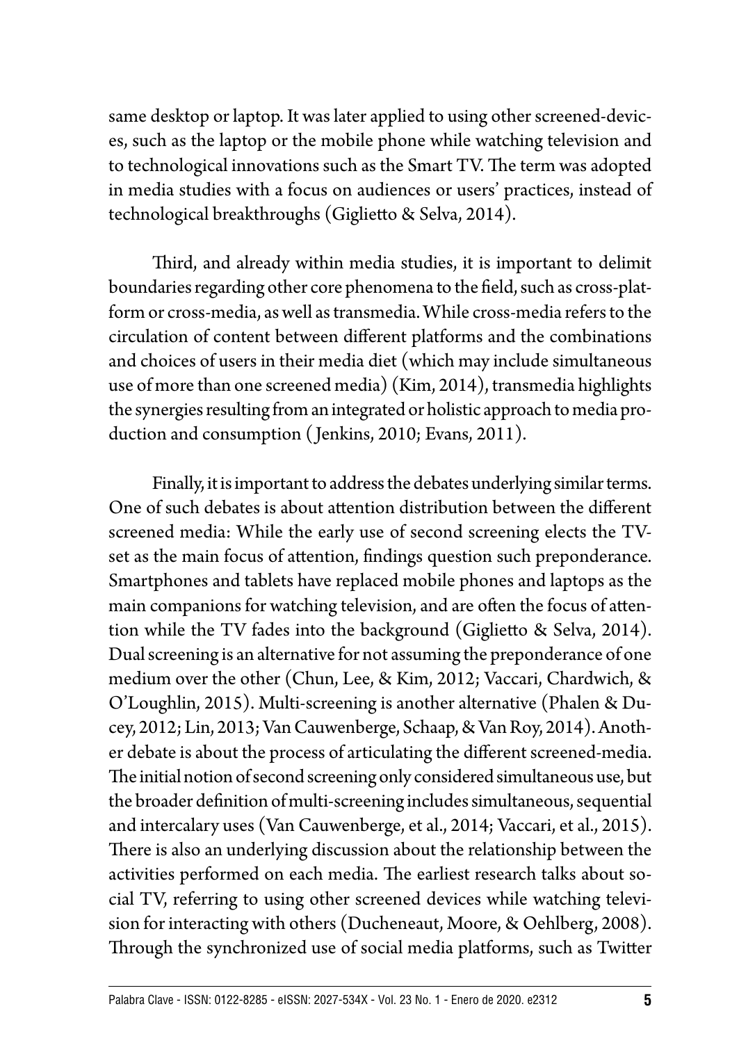same desktop or laptop. It was later applied to using other screened-devices, such as the laptop or the mobile phone while watching television and to technological innovations such as the Smart TV. The term was adopted in media studies with a focus on audiences or users' practices, instead of technological breakthroughs (Giglietto & Selva, 2014).

Third, and already within media studies, it is important to delimit boundaries regarding other core phenomena to the field, such as cross-platform or cross-media, as well as transmedia. While cross-media refers to the circulation of content between different platforms and the combinations and choices of users in their media diet (which may include simultaneous use of more than one screened media) (Kim, 2014), transmedia highlights the synergies resulting from an integrated or holistic approach to media production and consumption (Jenkins, 2010; Evans, 2011).

Finally, it is important to address the debates underlying similar terms. One of such debates is about attention distribution between the different screened media: While the early use of second screening elects the TV-set as the main focus of attention, findings question such preponderance. Smartphones and tablets have replaced mobile phones and laptops as the main companions for watching television, and are often the focus of attention while the TV fades into the background (Giglietto & Selva, 2014). Dual screening is an alternative for not assuming the preponderance of one medium over the other (Chun, Lee, & Kim, 2012; Vaccari, Chardwich, & O'Loughlin, 2015). Multi-screening is another alternative (Phalen & Ducey, 2012; Lin, 2013; Van Cauwenberge, Schaap, & Van Roy, 2014). Another debate is about the process of articulating the different screened-media. The initial notion of second screening only considered simultaneous use, but the broader definition of multi-screening includes simultaneous, sequential and intercalary uses (Van Cauwenberge, et al., 2014; Vaccari, et al., 2015). There is also an underlying discussion about the relationship between the activities performed on each media. The earliest research talks about social TV, referring to using other screened devices while watching television for interacting with others (Ducheneaut, Moore, & Oehlberg, 2008). Through the synchronized use of social media platforms, such as Twitter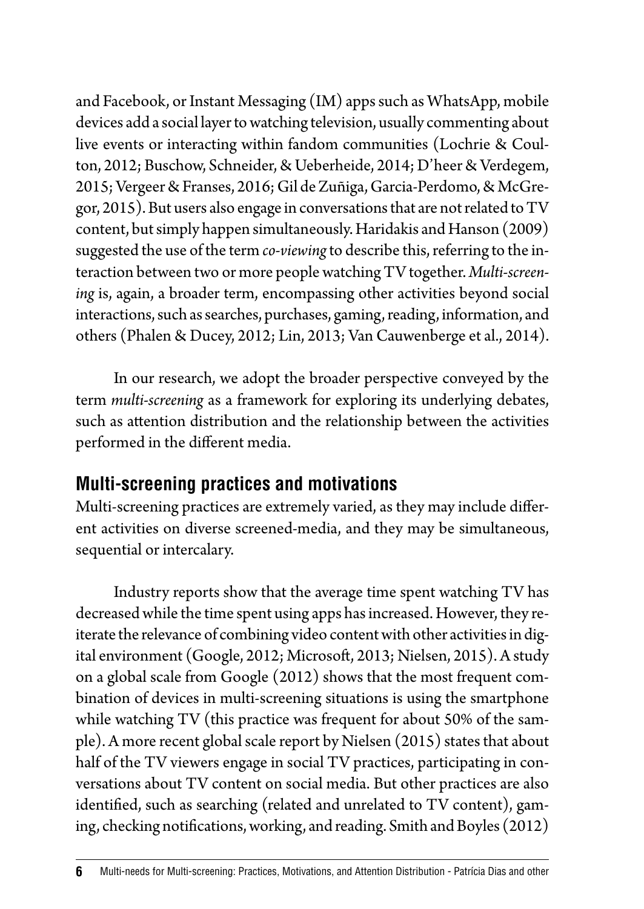and Facebook, or Instant Messaging (IM) apps such as WhatsApp, mobile devices add a social layer to watching television, usually commenting about live events or interacting within fandom communities (Lochrie & Coulton, 2012; Buschow, Schneider, & Ueberheide, 2014; D'heer & Verdegem, 2015; Vergeer & Franses, 2016; Gil de Zuñiga, Garcia-Perdomo, & McGregor, 2015). But users also engage in conversations that are not related to TV content, but simply happen simultaneously. Haridakis and Hanson (2009) suggested the use of the term *co-viewing* to describe this, referring to the interaction between two or more people watching TV together. *Multi-screening* is, again, a broader term, encompassing other activities beyond social interactions, such as searches, purchases, gaming, reading, information, and others (Phalen & Ducey, 2012; Lin, 2013; Van Cauwenberge et al., 2014).

In our research, we adopt the broader perspective conveyed by the term *multi-screening* as a framework for exploring its underlying debates, such as attention distribution and the relationship between the activities performed in the different media.

## Multi-screening practices and motivations

Multi-screening practices are extremely varied, as they may include different activities on diverse screened-media, and they may be simultaneous, sequential or intercalary.

Industry reports show that the average time spent watching TV has decreased while the time spent using apps has increased. However, they reiterate the relevance of combining video content with other activities in digital environment (Google, 2012; Microsoft, 2013; Nielsen, 2015). A study on a global scale from Google (2012) shows that the most frequent combination of devices in multi-screening situations is using the smartphone while watching TV (this practice was frequent for about 50% of the sample). A more recent global scale report by Nielsen (2015) states that about half of the TV viewers engage in social TV practices, participating in conversations about TV content on social media. But other practices are also identified, such as searching (related and unrelated to TV content), gaming, checking notifications, working, and reading. Smith and Boyles (2012)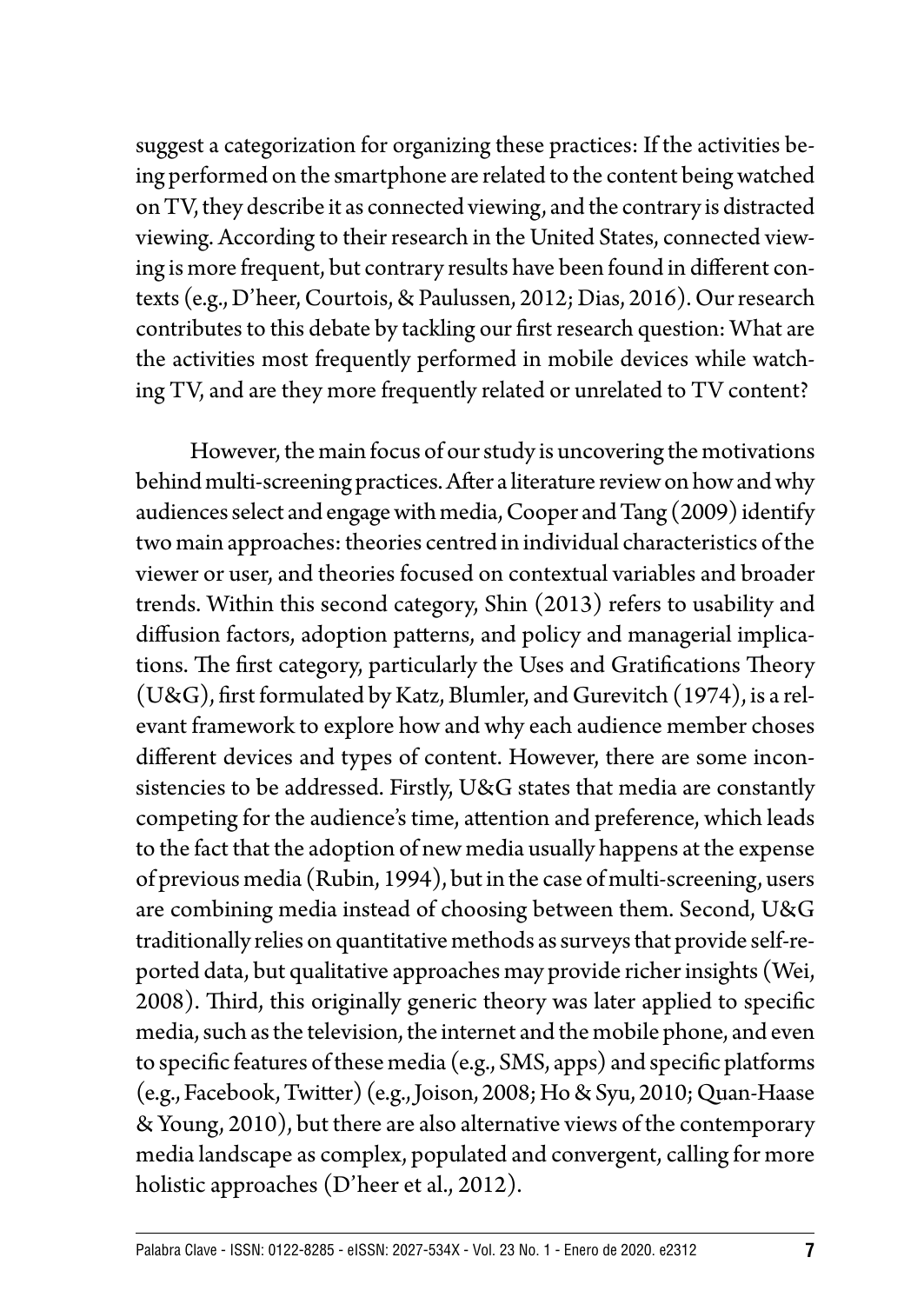suggest a categorization for organizing these practices: If the activities being performed on the smartphone are related to the content being watched on TV, they describe it as connected viewing, and the contrary is distracted viewing. According to their research in the United States, connected viewing is more frequent, but contrary results have been found in different contexts (e.g., D'heer, Courtois, & Paulussen, 2012; Dias, 2016). Our research contributes to this debate by tackling our first research question: What are the activities most frequently performed in mobile devices while watching TV, and are they more frequently related or unrelated to TV content?

However, the main focus of our study is uncovering the motivations behind multi-screening practices. After a literature review on how and why audiences select and engage with media, Cooper and Tang (2009) identify two main approaches: theories centred in individual characteristics of the viewer or user, and theories focused on contextual variables and broader trends. Within this second category, Shin (2013) refers to usability and diffusion factors, adoption patterns, and policy and managerial implications. The first category, particularly the Uses and Gratifications Theory (U&G), first formulated by Katz, Blumler, and Gurevitch (1974), is a relevant framework to explore how and why each audience member choses different devices and types of content. However, there are some inconsistencies to be addressed. Firstly, U&G states that media are constantly competing for the audience's time, attention and preference, which leads to the fact that the adoption of new media usually happens at the expense of previous media (Rubin, 1994), but in the case of multi-screening, users are combining media instead of choosing between them. Second, U&G traditionally relies on quantitative methods as surveys that provide self-reported data, but qualitative approaches may provide richer insights (Wei, 2008). Third, this originally generic theory was later applied to specific media, such as the television, the internet and the mobile phone, and even to specific features of these media (e.g., SMS, apps) and specific platforms (e.g., Facebook, Twitter) (e.g., Joison, 2008; Ho & Syu, 2010; Quan-Haase & Young, 2010), but there are also alternative views of the contemporary media landscape as complex, populated and convergent, calling for more holistic approaches (D'heer et al., 2012).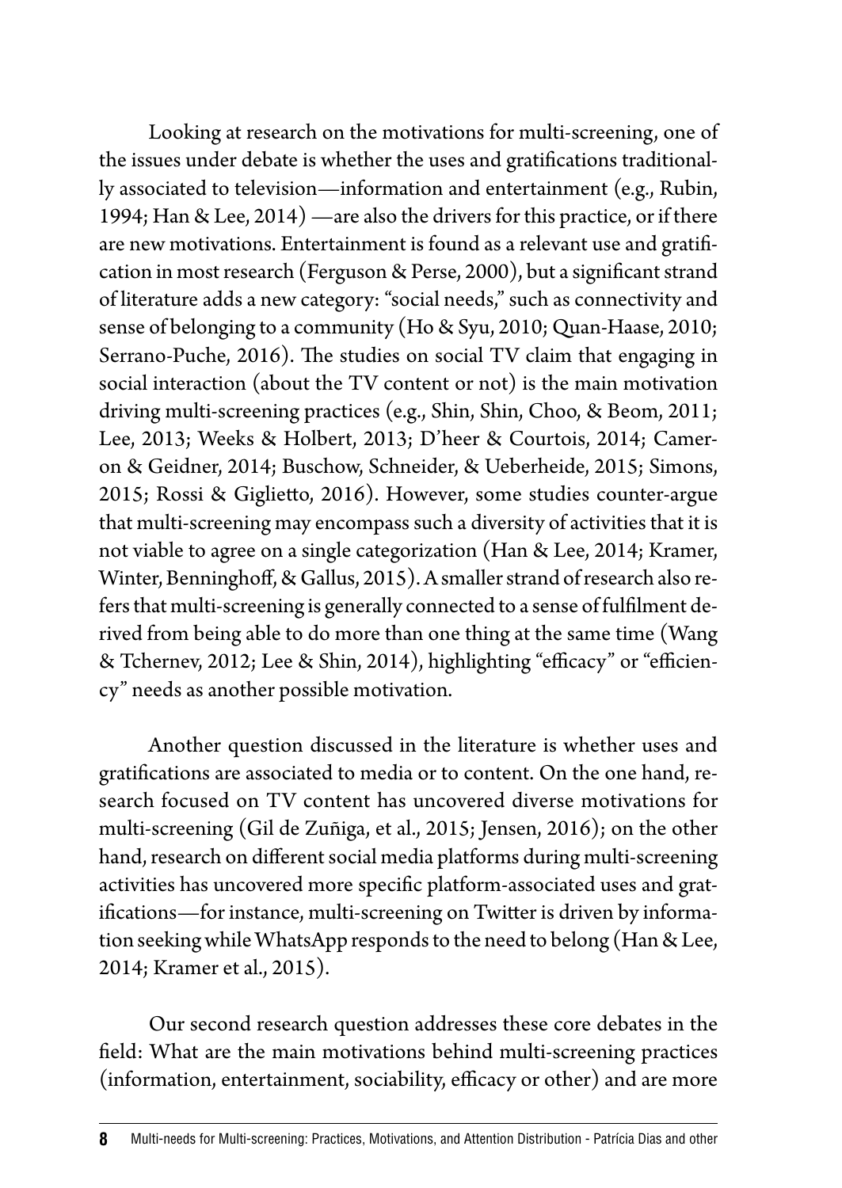Looking at research on the motivations for multi-screening, one of the issues under debate is whether the uses and gratifications traditionally associated to television—information and entertainment (e.g., Rubin, 1994; Han & Lee, 2014) —are also the drivers for this practice, or if there are new motivations. Entertainment is found as a relevant use and gratification in most research (Ferguson & Perse, 2000), but a significant strand of literature adds a new category: "social needs," such as connectivity and sense of belonging to a community (Ho & Syu, 2010; Quan-Haase, 2010; Serrano-Puche, 2016). The studies on social TV claim that engaging in social interaction (about the TV content or not) is the main motivation driving multi-screening practices (e.g., Shin, Shin, Choo, & Beom, 2011; Lee, 2013; Weeks & Holbert, 2013; D'heer & Courtois, 2014; Cameron & Geidner, 2014; Buschow, Schneider, & Ueberheide, 2015; Simons, 2015; Rossi & Giglietto, 2016). However, some studies counter-argue that multi-screening may encompass such a diversity of activities that it is not viable to agree on a single categorization (Han & Lee, 2014; Kramer, Winter, Benninghoff, & Gallus, 2015). A smaller strand of research also refers that multi-screening is generally connected to a sense of fulfilment derived from being able to do more than one thing at the same time (Wang & Tchernev, 2012; Lee & Shin, 2014), highlighting "efficacy" or "efficiency" needs as another possible motivation.

Another question discussed in the literature is whether uses and gratifications are associated to media or to content. On the one hand, research focused on TV content has uncovered diverse motivations for multi-screening (Gil de Zuñiga, et al., 2015; Jensen, 2016); on the other hand, research on different social media platforms during multi-screening activities has uncovered more specific platform-associated uses and gratifications—for instance, multi-screening on Twitter is driven by information seeking while WhatsApp responds to the need to belong (Han & Lee, 2014; Kramer et al., 2015).

Our second research question addresses these core debates in the field: What are the main motivations behind multi-screening practices (information, entertainment, sociability, efficacy or other) and are more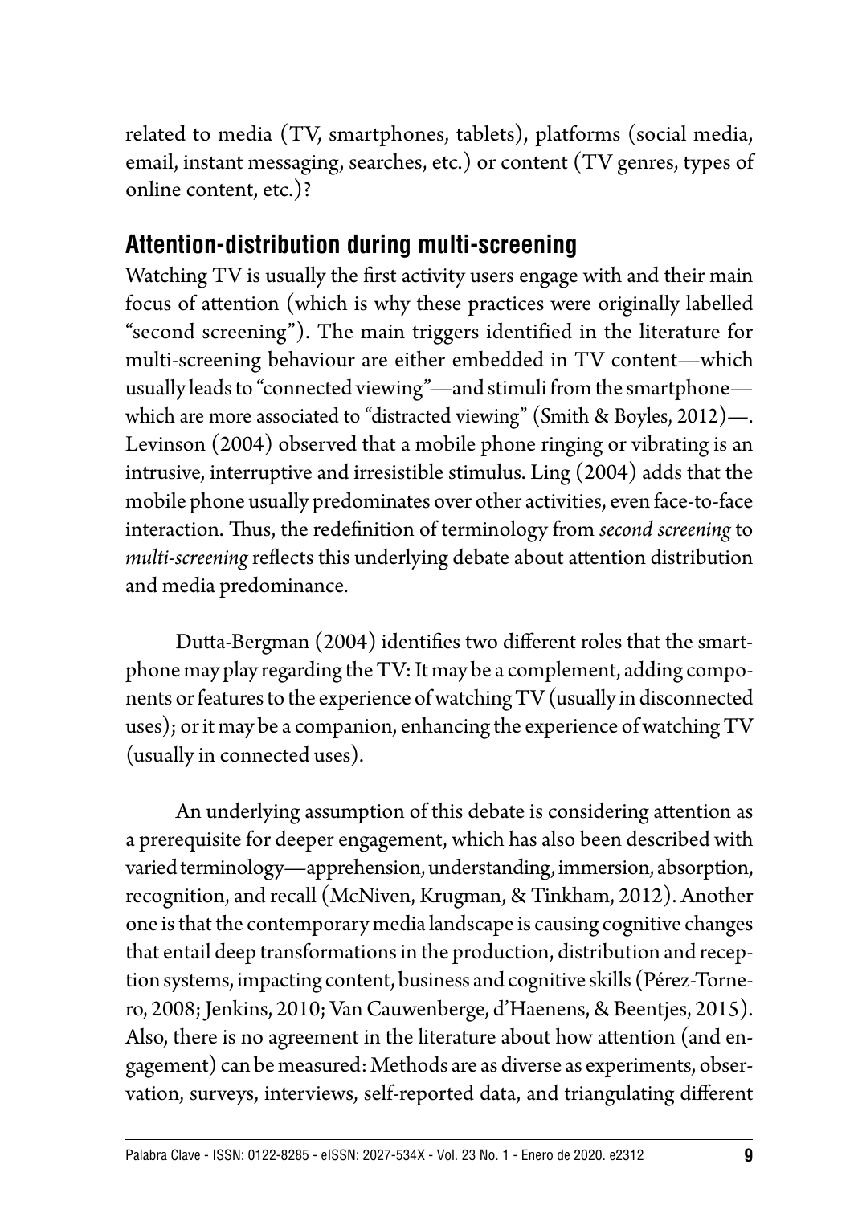related to media (TV, smartphones, tablets), platforms (social media, email, instant messaging, searches, etc.) or content (TV genres, types of online content, etc.)?

## Attention-distribution during multi-screening

Watching TV is usually the first activity users engage with and their main focus of attention (which is why these practices were originally labelled "second screening"). The main triggers identified in the literature for multi-screening behaviour are either embedded in TV content—which usually leads to "connected viewing"—and stimuli from the smartphone—which are more associated to "distracted viewing" (Smith & Boyles, 2012)—. Levinson (2004) observed that a mobile phone ringing or vibrating is an intrusive, interruptive and irresistible stimulus. Ling (2004) adds that the mobile phone usually predominates over other activities, even face-to-face interaction. Thus, the redefinition of terminology from *second screening* to *multi-screening* reflects this underlying debate about attention distribution and media predominance.

Dutta-Bergman (2004) identifies two different roles that the smartphone may play regarding the TV: It may be a complement, adding components or features to the experience of watching TV (usually in disconnected uses); or it may be a companion, enhancing the experience of watching TV (usually in connected uses).

An underlying assumption of this debate is considering attention as a prerequisite for deeper engagement, which has also been described with varied terminology—apprehension, understanding, immersion, absorption, recognition, and recall (McNiven, Krugman, & Tinkham, 2012). Another one is that the contemporary media landscape is causing cognitive changes that entail deep transformations in the production, distribution and reception systems, impacting content, business and cognitive skills (Pérez-Tornero, 2008; Jenkins, 2010; Van Cauwenberge, d'Haenens, & Beentjes, 2015). Also, there is no agreement in the literature about how attention (and engagement) can be measured: Methods are as diverse as experiments, observation, surveys, interviews, self-reported data, and triangulating different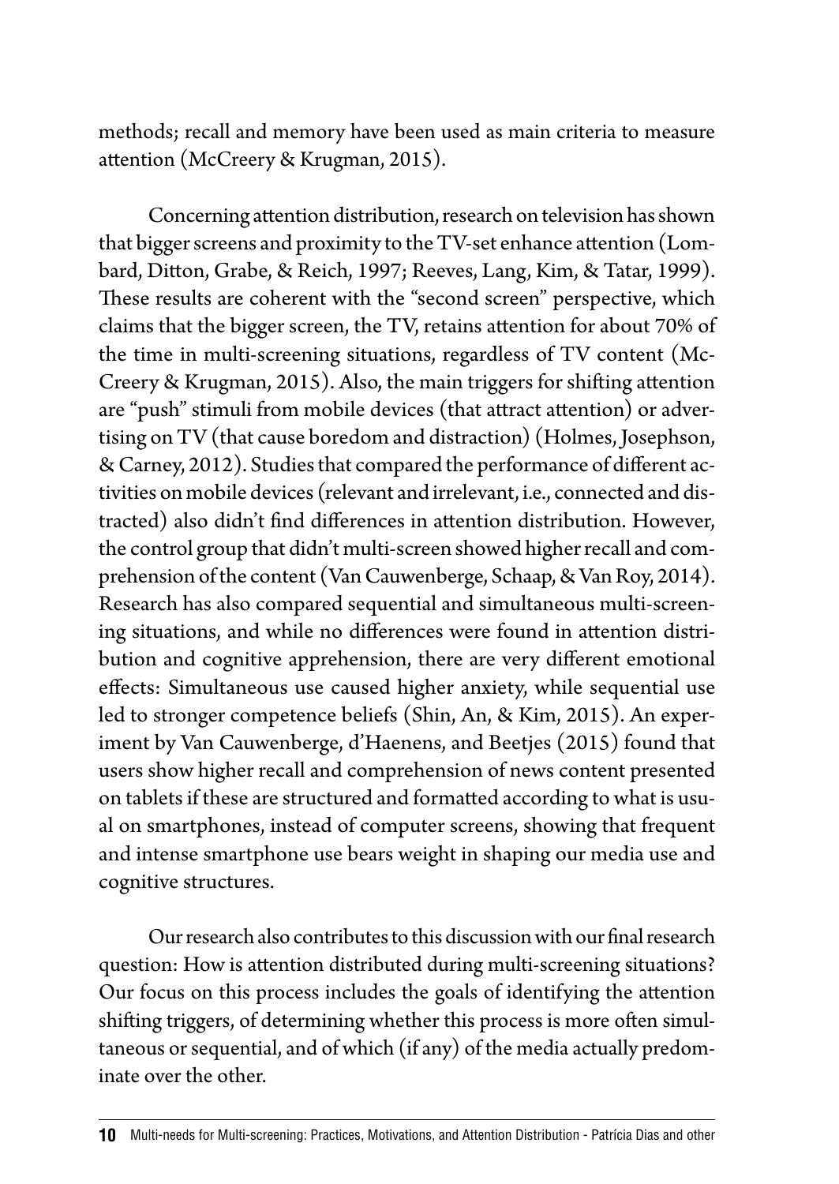methods; recall and memory have been used as main criteria to measure attention (McCreery & Krugman, 2015).

Concerning attention distribution, research on television has shown that bigger screens and proximity to the TV-set enhance attention (Lombard, Ditton, Grabe, & Reich, 1997; Reeves, Lang, Kim, & Tatar, 1999). These results are coherent with the "second screen" perspective, which claims that the bigger screen, the TV, retains attention for about 70% of the time in multi-screening situations, regardless of TV content (McCreery & Krugman, 2015). Also, the main triggers for shifting attention are "push" stimuli from mobile devices (that attract attention) or advertising on TV (that cause boredom and distraction) (Holmes, Josephson, & Carney, 2012). Studies that compared the performance of different activities on mobile devices (relevant and irrelevant, i.e., connected and distracted) also didn't find differences in attention distribution. However, the control group that didn't multi-screen showed higher recall and comprehension of the content (Van Cauwenberge, Schaap, & Van Roy, 2014). Research has also compared sequential and simultaneous multi-screening situations, and while no differences were found in attention distribution and cognitive apprehension, there are very different emotional effects: Simultaneous use caused higher anxiety, while sequential use led to stronger competence beliefs (Shin, An, & Kim, 2015). An experiment by Van Cauwenberge, d'Haenens, and Beetjes (2015) found that users show higher recall and comprehension of news content presented on tablets if these are structured and formatted according to what is usual on smartphones, instead of computer screens, showing that frequent and intense smartphone use bears weight in shaping our media use and cognitive structures.

Our research also contributes to this discussion with our final research question: How is attention distributed during multi-screening situations? Our focus on this process includes the goals of identifying the attention shifting triggers, of determining whether this process is more often simultaneous or sequential, and of which (if any) of the media actually predominate over the other.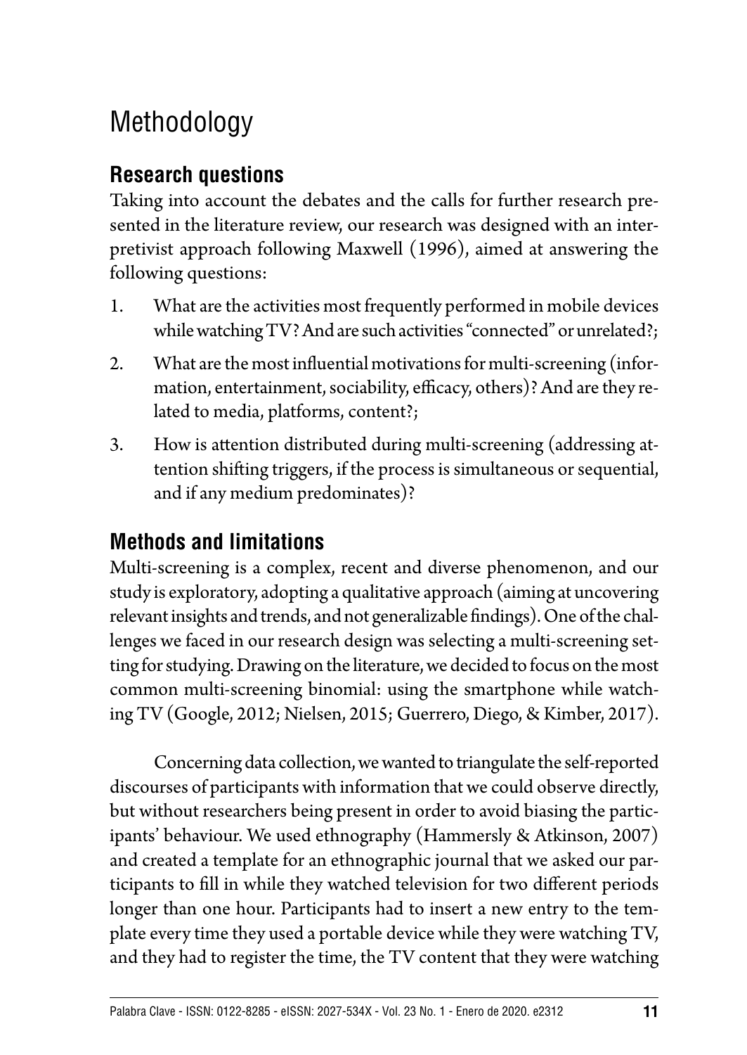# Methodology

## Research questions

Taking into account the debates and the calls for further research presented in the literature review, our research was designed with an interpretivist approach following Maxwell (1996), aimed at answering the following questions:

1. What are the activities most frequently performed in mobile devices while watching TV? And are such activities "connected" or unrelated?;
2. What are the most influential motivations for multi-screening (information, entertainment, sociability, efficacy, others)? And are they related to media, platforms, content?;
3. How is attention distributed during multi-screening (addressing attention shifting triggers, if the process is simultaneous or sequential, and if any medium predominates)?

## Methods and limitations

Multi-screening is a complex, recent and diverse phenomenon, and our study is exploratory, adopting a qualitative approach (aiming at uncovering relevant insights and trends, and not generalizable findings). One of the challenges we faced in our research design was selecting a multi-screening setting for studying. Drawing on the literature, we decided to focus on the most common multi-screening binomial: using the smartphone while watching TV (Google, 2012; Nielsen, 2015; Guerrero, Diego, & Kimber, 2017).

Concerning data collection, we wanted to triangulate the self-reported discourses of participants with information that we could observe directly, but without researchers being present in order to avoid biasing the participants' behaviour. We used ethnography (Hammersly & Atkinson, 2007) and created a template for an ethnographic journal that we asked our participants to fill in while they watched television for two different periods longer than one hour. Participants had to insert a new entry to the template every time they used a portable device while they were watching TV, and they had to register the time, the TV content that they were watching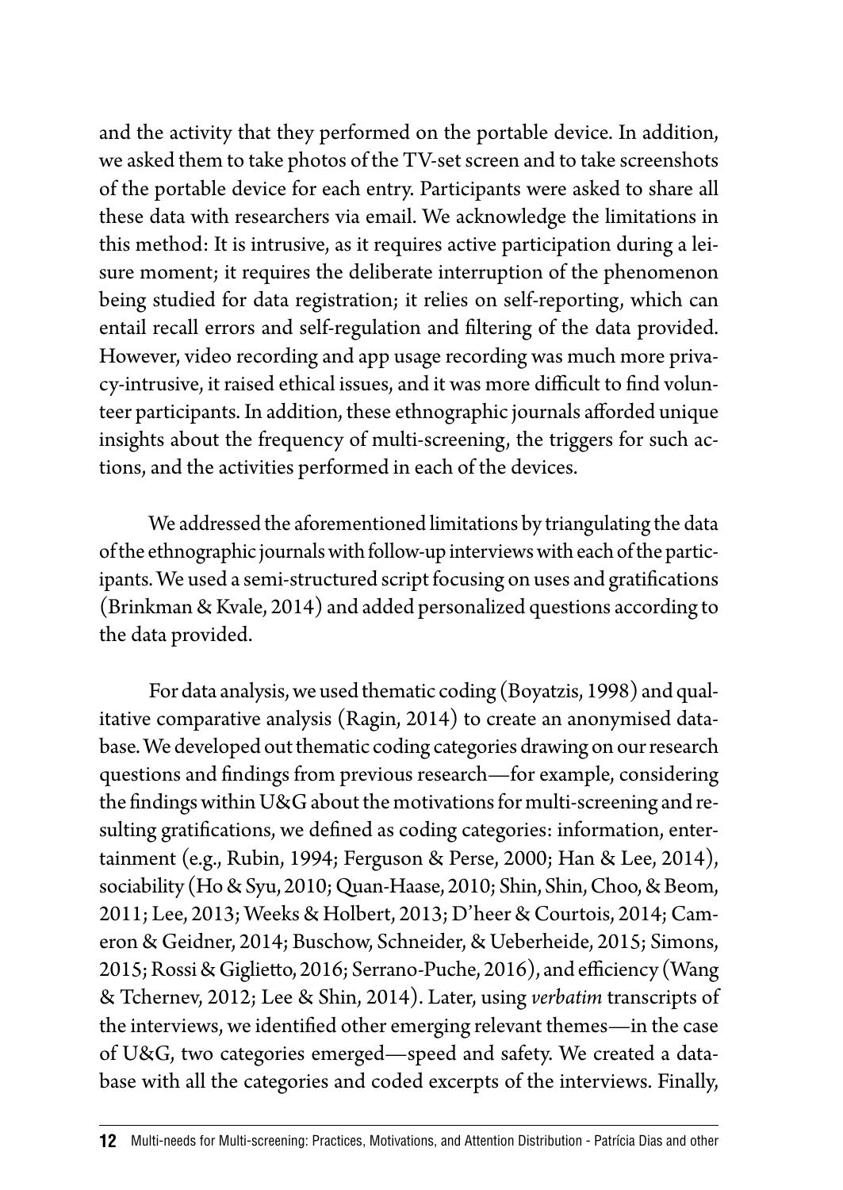and the activity that they performed on the portable device. In addition, we asked them to take photos of the TV-set screen and to take screenshots of the portable device for each entry. Participants were asked to share all these data with researchers via email. We acknowledge the limitations in this method: It is intrusive, as it requires active participation during a leisure moment; it requires the deliberate interruption of the phenomenon being studied for data registration; it relies on self-reporting, which can entail recall errors and self-regulation and filtering of the data provided. However, video recording and app usage recording was much more privacy-intrusive, it raised ethical issues, and it was more difficult to find volunteer participants. In addition, these ethnographic journals afforded unique insights about the frequency of multi-screening, the triggers for such actions, and the activities performed in each of the devices.

We addressed the aforementioned limitations by triangulating the data of the ethnographic journals with follow-up interviews with each of the participants. We used a semi-structured script focusing on uses and gratifications (Brinkman & Kvale, 2014) and added personalized questions according to the data provided.

For data analysis, we used thematic coding (Boyatzis, 1998) and qualitative comparative analysis (Ragin, 2014) to create an anonymised database. We developed out thematic coding categories drawing on our research questions and findings from previous research—for example, considering the findings within U&G about the motivations for multi-screening and resulting gratifications, we defined as coding categories: information, entertainment (e.g., Rubin, 1994; Ferguson & Perse, 2000; Han & Lee, 2014), sociability (Ho & Syu, 2010; Quan-Haase, 2010; Shin, Shin, Choo, & Beom, 2011; Lee, 2013; Weeks & Holbert, 2013; D'heer & Courtois, 2014; Cameron & Geidner, 2014; Buschow, Schneider, & Ueberheide, 2015; Simons, 2015; Rossi & Giglietto, 2016; Serrano-Puche, 2016), and efficiency (Wang & Tchernev, 2012; Lee & Shin, 2014). Later, using *verbatim* transcripts of the interviews, we identified other emerging relevant themes—in the case of U&G, two categories emerged—speed and safety. We created a database with all the categories and coded excerpts of the interviews. Finally,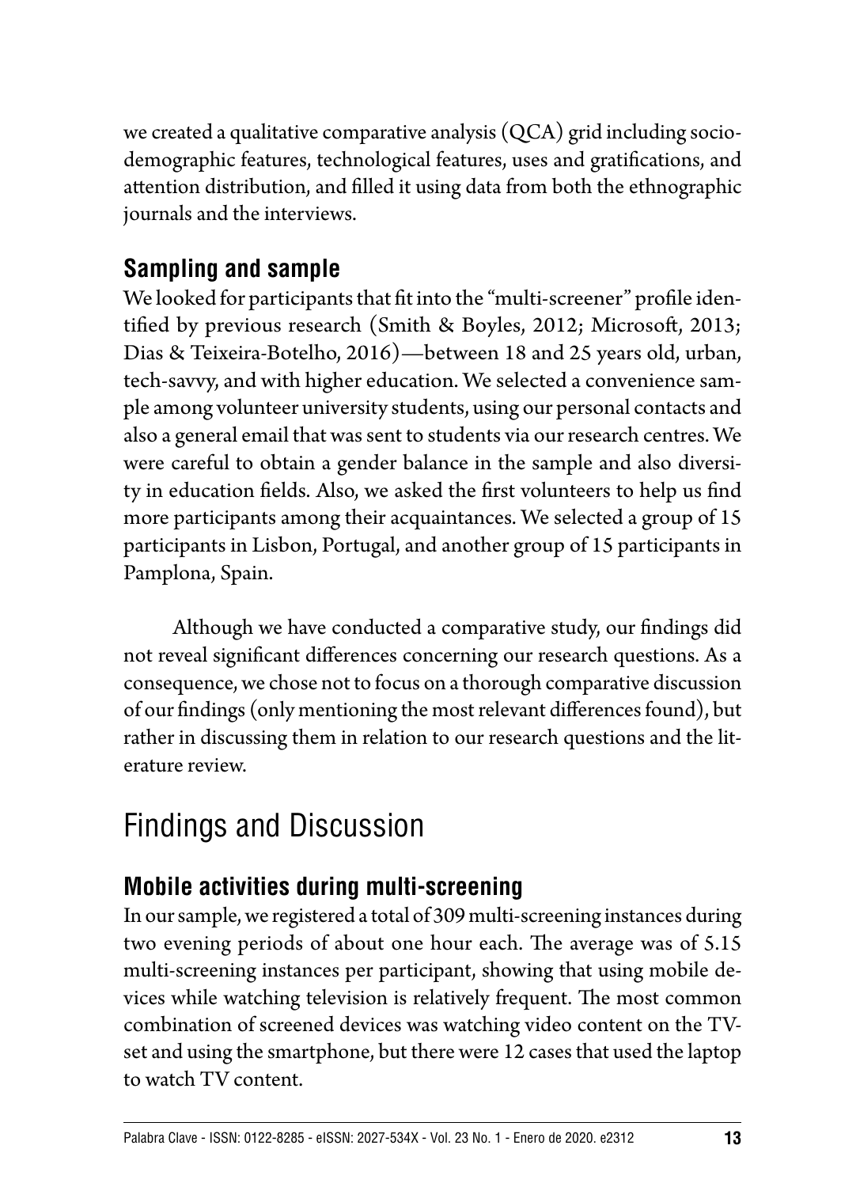we created a qualitative comparative analysis (QCA) grid including sociodemographic features, technological features, uses and gratifications, and attention distribution, and filled it using data from both the ethnographic journals and the interviews.

### Sampling and sample

We looked for participants that fit into the "multi-screener" profile identified by previous research (Smith & Boyles, 2012; Microsoft, 2013; Dias & Teixeira-Botelho, 2016)—between 18 and 25 years old, urban, tech-savvy, and with higher education. We selected a convenience sample among volunteer university students, using our personal contacts and also a general email that was sent to students via our research centres. We were careful to obtain a gender balance in the sample and also diversity in education fields. Also, we asked the first volunteers to help us find more participants among their acquaintances. We selected a group of 15 participants in Lisbon, Portugal, and another group of 15 participants in Pamplona, Spain.

Although we have conducted a comparative study, our findings did not reveal significant differences concerning our research questions. As a consequence, we chose not to focus on a thorough comparative discussion of our findings (only mentioning the most relevant differences found), but rather in discussing them in relation to our research questions and the literature review.

## Findings and Discussion

### Mobile activities during multi-screening

In our sample, we registered a total of 309 multi-screening instances during two evening periods of about one hour each. The average was of 5.15 multi-screening instances per participant, showing that using mobile devices while watching television is relatively frequent. The most common combination of screened devices was watching video content on the TV-set and using the smartphone, but there were 12 cases that used the laptop to watch TV content.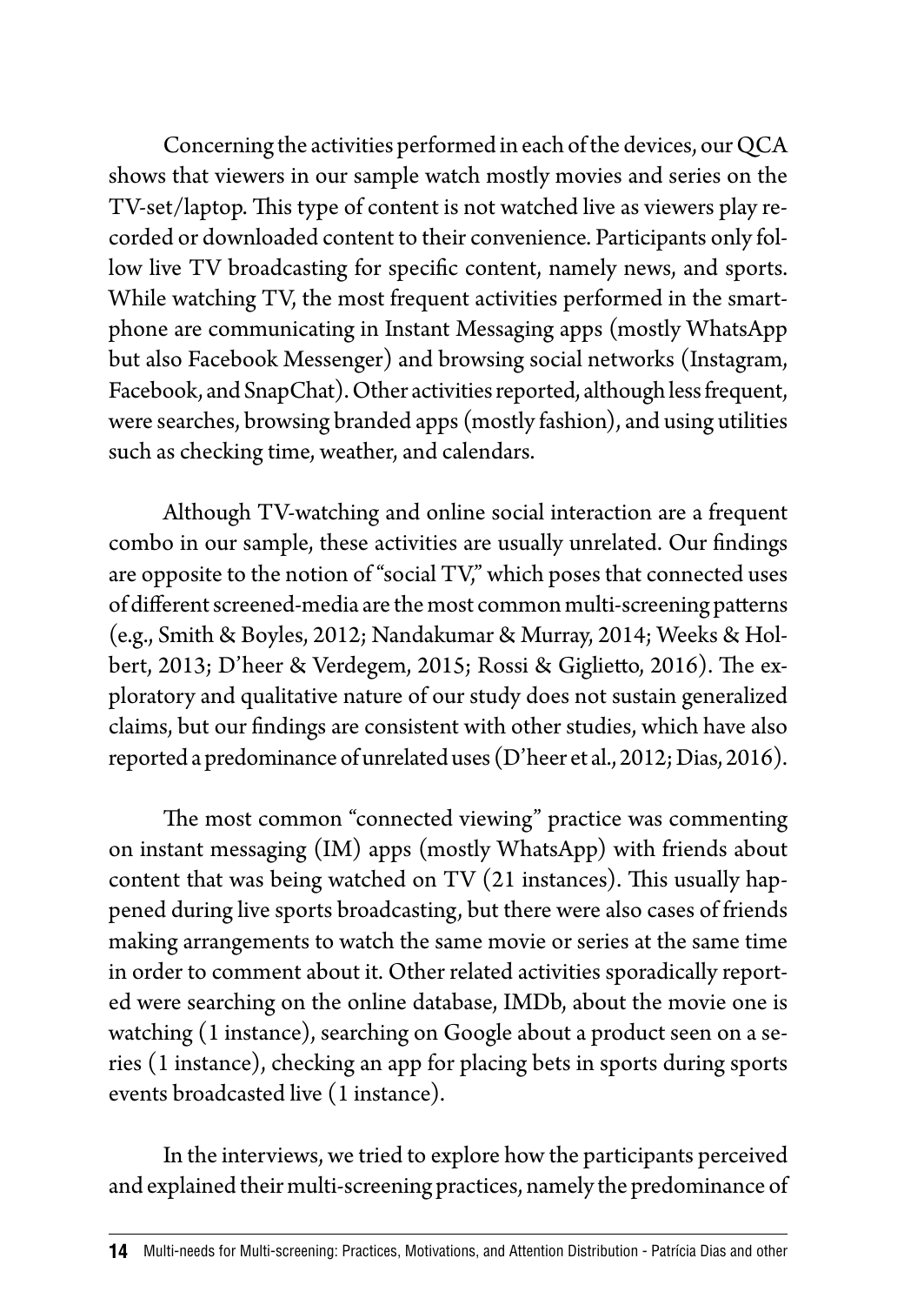Concerning the activities performed in each of the devices, our QCA shows that viewers in our sample watch mostly movies and series on the TV-set/laptop. This type of content is not watched live as viewers play recorded or downloaded content to their convenience. Participants only follow live TV broadcasting for specific content, namely news, and sports. While watching TV, the most frequent activities performed in the smartphone are communicating in Instant Messaging apps (mostly WhatsApp but also Facebook Messenger) and browsing social networks (Instagram, Facebook, and SnapChat). Other activities reported, although less frequent, were searches, browsing branded apps (mostly fashion), and using utilities such as checking time, weather, and calendars.

Although TV-watching and online social interaction are a frequent combo in our sample, these activities are usually unrelated. Our findings are opposite to the notion of "social TV," which poses that connected uses of different screened-media are the most common multi-screening patterns (e.g., Smith & Boyles, 2012; Nandakumar & Murray, 2014; Weeks & Holbert, 2013; D'heer & Verdegem, 2015; Rossi & Giglietto, 2016). The exploratory and qualitative nature of our study does not sustain generalized claims, but our findings are consistent with other studies, which have also reported a predominance of unrelated uses (D'heer et al., 2012; Dias, 2016).

The most common "connected viewing" practice was commenting on instant messaging (IM) apps (mostly WhatsApp) with friends about content that was being watched on TV (21 instances). This usually happened during live sports broadcasting, but there were also cases of friends making arrangements to watch the same movie or series at the same time in order to comment about it. Other related activities sporadically reported were searching on the online database, IMDb, about the movie one is watching (1 instance), searching on Google about a product seen on a series (1 instance), checking an app for placing bets in sports during sports events broadcasted live (1 instance).

In the interviews, we tried to explore how the participants perceived and explained their multi-screening practices, namely the predominance of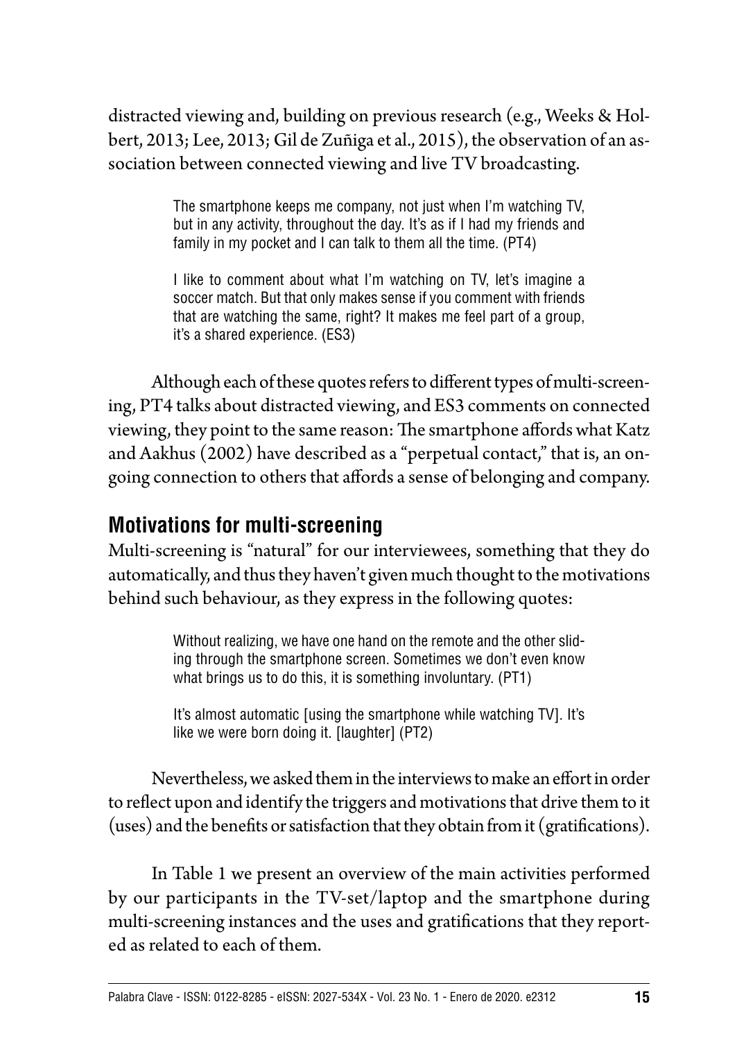distracted viewing and, building on previous research (e.g., Weeks & Holbert, 2013; Lee, 2013; Gil de Zuñiga et al., 2015), the observation of an association between connected viewing and live TV broadcasting.

> The smartphone keeps me company, not just when I'm watching TV, but in any activity, throughout the day. It's as if I had my friends and family in my pocket and I can talk to them all the time. (PT4)

> I like to comment about what I'm watching on TV, let's imagine a soccer match. But that only makes sense if you comment with friends that are watching the same, right? It makes me feel part of a group, it's a shared experience. (ES3)

Although each of these quotes refers to different types of multi-screening, PT4 talks about distracted viewing, and ES3 comments on connected viewing, they point to the same reason: The smartphone affords what Katz and Aakhus (2002) have described as a "perpetual contact," that is, an ongoing connection to others that affords a sense of belonging and company.

## Motivations for multi-screening

Multi-screening is "natural" for our interviewees, something that they do automatically, and thus they haven't given much thought to the motivations behind such behaviour, as they express in the following quotes:

> Without realizing, we have one hand on the remote and the other sliding through the smartphone screen. Sometimes we don't even know what brings us to do this, it is something involuntary. (PT1)

> It's almost automatic [using the smartphone while watching TV]. It's like we were born doing it. [laughter] (PT2)

Nevertheless, we asked them in the interviews to make an effort in order to reflect upon and identify the triggers and motivations that drive them to it (uses) and the benefits or satisfaction that they obtain from it (gratifications).

In Table 1 we present an overview of the main activities performed by our participants in the TV-set/laptop and the smartphone during multi-screening instances and the uses and gratifications that they reported as related to each of them.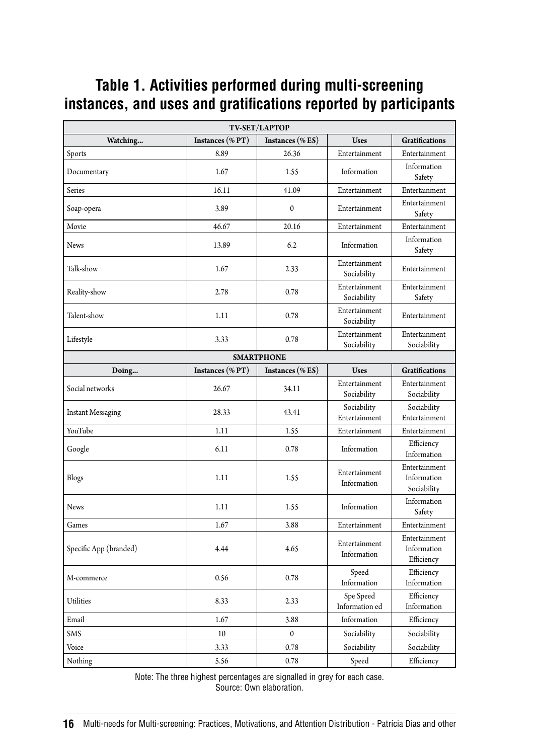# Table 1. Activities performed during multi-screening instances, and uses and gratifications reported by participants

| TV-SET/LAPTOP | | | | |
|---|---|---|---|---|
| **Watching...** | **Instances (% PT)** | **Instances (% ES)** | **Uses** | **Gratifications** |
| Sports | 8.89 | 26.36 | Entertainment | Entertainment |
| Documentary | 1.67 | 1.55 | Information | Information Safety |
| Series | 16.11 | 41.09 | Entertainment | Entertainment |
| Soap-opera | 3.89 | 0 | Entertainment | Entertainment Safety |
| Movie | 46.67 | 20.16 | Entertainment | Entertainment |
| News | 13.89 | 6.2 | Information | Information Safety |
| Talk-show | 1.67 | 2.33 | Entertainment Sociability | Entertainment |
| Reality-show | 2.78 | 0.78 | Entertainment Sociability | Entertainment Safety |
| Talent-show | 1.11 | 0.78 | Entertainment Sociability | Entertainment |
| Lifestyle | 3.33 | 0.78 | Entertainment Sociability | Entertainment Sociability |
| **SMARTPHONE** | | | | |
| **Doing...** | **Instances (% PT)** | **Instances (% ES)** | **Uses** | **Gratifications** |
| Social networks | 26.67 | 34.11 | Entertainment Sociability | Entertainment Sociability |
| Instant Messaging | 28.33 | 43.41 | Sociability Entertainment | Sociability Entertainment |
| YouTube | 1.11 | 1.55 | Entertainment | Entertainment |
| Google | 6.11 | 0.78 | Information | Efficiency Information |
| Blogs | 1.11 | 1.55 | Entertainment Information | Entertainment Information Sociability |
| News | 1.11 | 1.55 | Information | Information Safety |
| Games | 1.67 | 3.88 | Entertainment | Entertainment |
| Specific App (branded) | 4.44 | 4.65 | Entertainment Information | Entertainment Information Efficiency |
| M-commerce | 0.56 | 0.78 | Speed Information | Efficiency Information |
| Utilities | 8.33 | 2.33 | Spe Speed Information ed | Efficiency Information |
| Email | 1.67 | 3.88 | Information | Efficiency |
| SMS | 10 | 0 | Sociability | Sociability |
| Voice | 3.33 | 0.78 | Sociability | Sociability |
| Nothing | 5.56 | 0.78 | Speed | Efficiency |

Note: The three highest percentages are signalled in grey for each case.
Source: Own elaboration.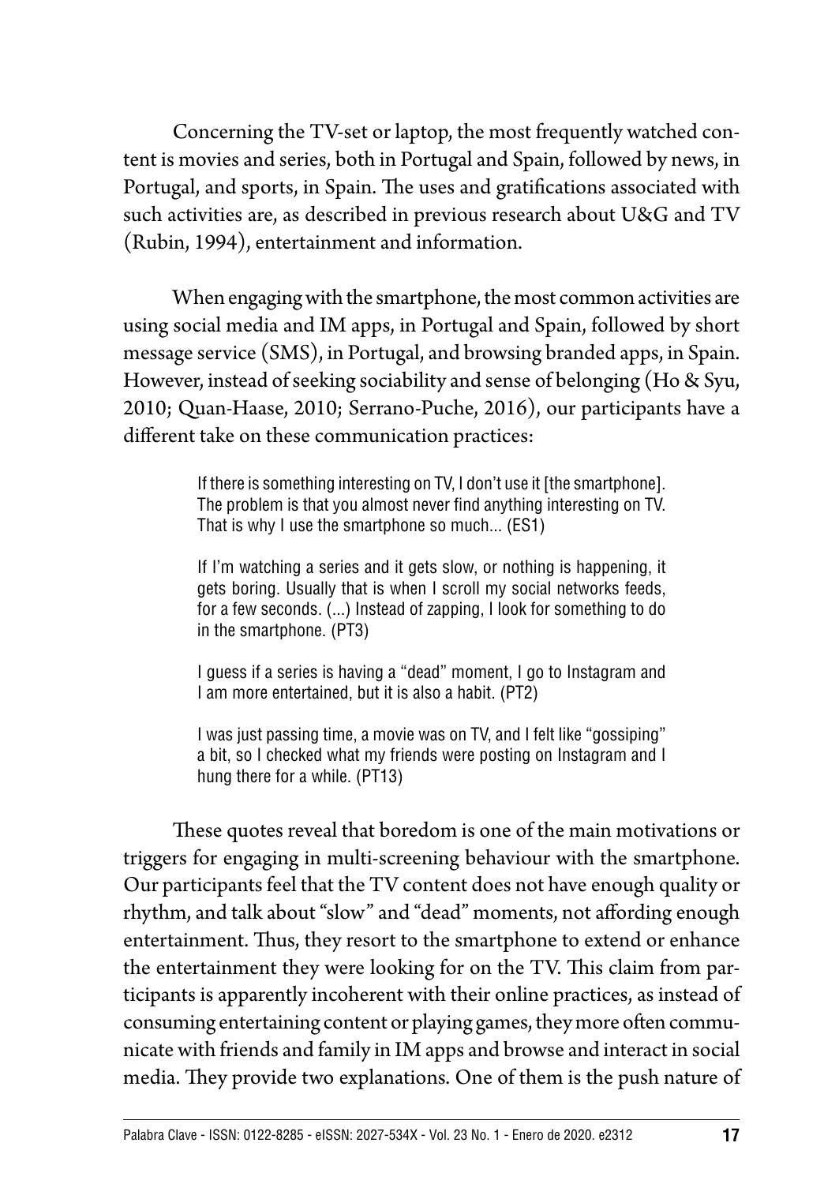Concerning the TV-set or laptop, the most frequently watched content is movies and series, both in Portugal and Spain, followed by news, in Portugal, and sports, in Spain. The uses and gratifications associated with such activities are, as described in previous research about U&G and TV (Rubin, 1994), entertainment and information.

When engaging with the smartphone, the most common activities are using social media and IM apps, in Portugal and Spain, followed by short message service (SMS), in Portugal, and browsing branded apps, in Spain. However, instead of seeking sociability and sense of belonging (Ho & Syu, 2010; Quan-Haase, 2010; Serrano-Puche, 2016), our participants have a different take on these communication practices:

> If there is something interesting on TV, I don't use it [the smartphone]. The problem is that you almost never find anything interesting on TV. That is why I use the smartphone so much... (ES1)
>
> If I'm watching a series and it gets slow, or nothing is happening, it gets boring. Usually that is when I scroll my social networks feeds, for a few seconds. (...) Instead of zapping, I look for something to do in the smartphone. (PT3)
>
> I guess if a series is having a "dead" moment, I go to Instagram and I am more entertained, but it is also a habit. (PT2)
>
> I was just passing time, a movie was on TV, and I felt like "gossiping" a bit, so I checked what my friends were posting on Instagram and I hung there for a while. (PT13)

These quotes reveal that boredom is one of the main motivations or triggers for engaging in multi-screening behaviour with the smartphone. Our participants feel that the TV content does not have enough quality or rhythm, and talk about "slow" and "dead" moments, not affording enough entertainment. Thus, they resort to the smartphone to extend or enhance the entertainment they were looking for on the TV. This claim from participants is apparently incoherent with their online practices, as instead of consuming entertaining content or playing games, they more often communicate with friends and family in IM apps and browse and interact in social media. They provide two explanations. One of them is the push nature of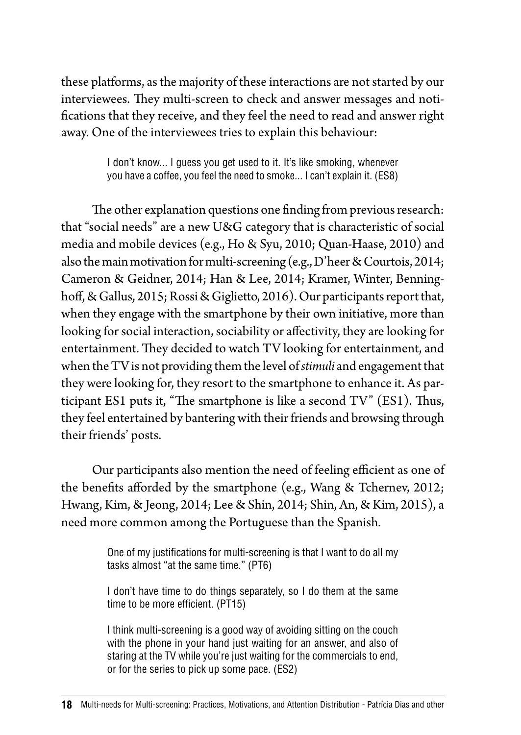these platforms, as the majority of these interactions are not started by our interviewees. They multi-screen to check and answer messages and notifications that they receive, and they feel the need to read and answer right away. One of the interviewees tries to explain this behaviour:

> I don't know... I guess you get used to it. It's like smoking, whenever you have a coffee, you feel the need to smoke... I can't explain it. (ES8)

The other explanation questions one finding from previous research: that "social needs" are a new U&G category that is characteristic of social media and mobile devices (e.g., Ho & Syu, 2010; Quan-Haase, 2010) and also the main motivation for multi-screening (e.g., D'heer & Courtois, 2014; Cameron & Geidner, 2014; Han & Lee, 2014; Kramer, Winter, Benninghoff, & Gallus, 2015; Rossi & Giglietto, 2016). Our participants report that, when they engage with the smartphone by their own initiative, more than looking for social interaction, sociability or affectivity, they are looking for entertainment. They decided to watch TV looking for entertainment, and when the TV is not providing them the level of *stimuli* and engagement that they were looking for, they resort to the smartphone to enhance it. As participant ES1 puts it, "The smartphone is like a second TV" (ES1). Thus, they feel entertained by bantering with their friends and browsing through their friends' posts.

Our participants also mention the need of feeling efficient as one of the benefits afforded by the smartphone (e.g., Wang & Tchernev, 2012; Hwang, Kim, & Jeong, 2014; Lee & Shin, 2014; Shin, An, & Kim, 2015), a need more common among the Portuguese than the Spanish.

> One of my justifications for multi-screening is that I want to do all my tasks almost "at the same time." (PT6)

> I don't have time to do things separately, so I do them at the same time to be more efficient. (PT15)

> I think multi-screening is a good way of avoiding sitting on the couch with the phone in your hand just waiting for an answer, and also of staring at the TV while you're just waiting for the commercials to end, or for the series to pick up some pace. (ES2)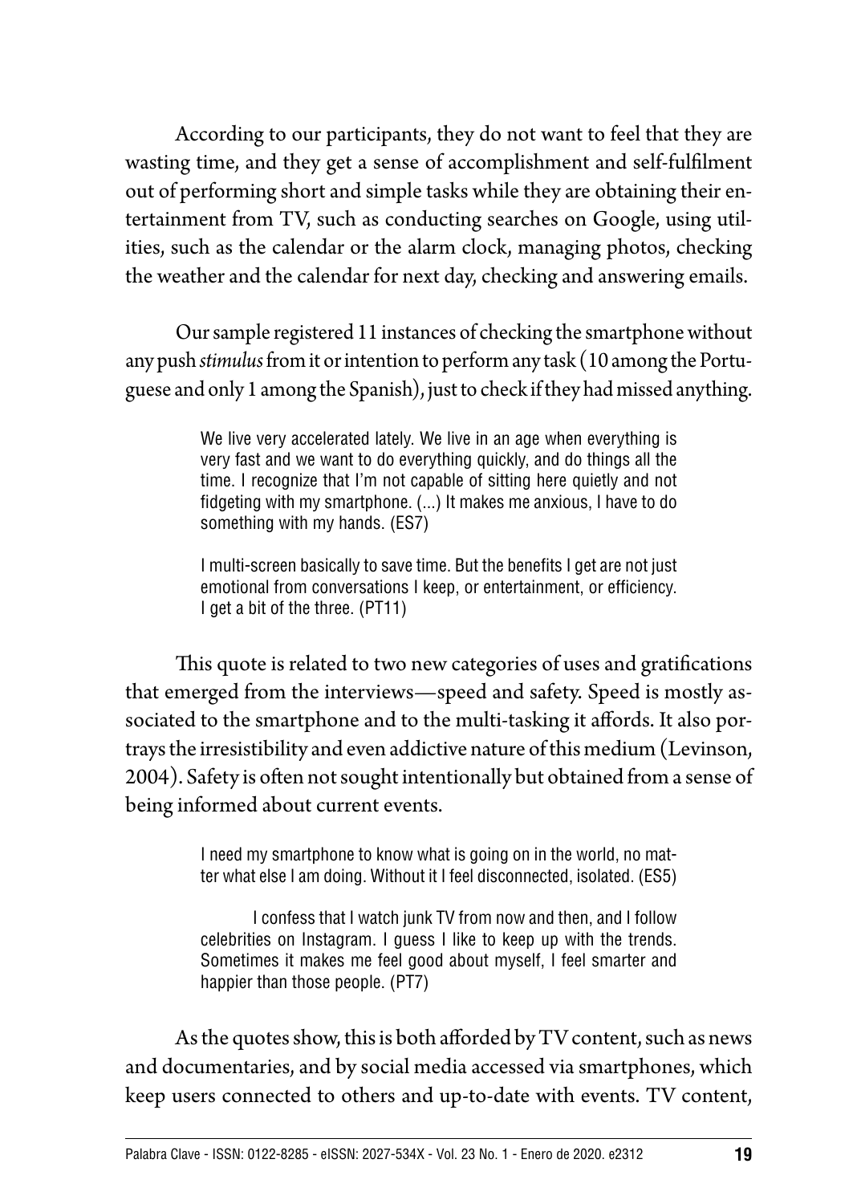According to our participants, they do not want to feel that they are wasting time, and they get a sense of accomplishment and self-fulfilment out of performing short and simple tasks while they are obtaining their entertainment from TV, such as conducting searches on Google, using utilities, such as the calendar or the alarm clock, managing photos, checking the weather and the calendar for next day, checking and answering emails.

Our sample registered 11 instances of checking the smartphone without any push *stimulus* from it or intention to perform any task (10 among the Portuguese and only 1 among the Spanish), just to check if they had missed anything.

> We live very accelerated lately. We live in an age when everything is very fast and we want to do everything quickly, and do things all the time. I recognize that I'm not capable of sitting here quietly and not fidgeting with my smartphone. (...) It makes me anxious, I have to do something with my hands. (ES7)

> I multi-screen basically to save time. But the benefits I get are not just emotional from conversations I keep, or entertainment, or efficiency. I get a bit of the three. (PT11)

This quote is related to two new categories of uses and gratifications that emerged from the interviews—speed and safety. Speed is mostly associated to the smartphone and to the multi-tasking it affords. It also portrays the irresistibility and even addictive nature of this medium (Levinson, 2004). Safety is often not sought intentionally but obtained from a sense of being informed about current events.

> I need my smartphone to know what is going on in the world, no matter what else I am doing. Without it I feel disconnected, isolated. (ES5)

> I confess that I watch junk TV from now and then, and I follow celebrities on Instagram. I guess I like to keep up with the trends. Sometimes it makes me feel good about myself, I feel smarter and happier than those people. (PT7)

As the quotes show, this is both afforded by TV content, such as news and documentaries, and by social media accessed via smartphones, which keep users connected to others and up-to-date with events. TV content,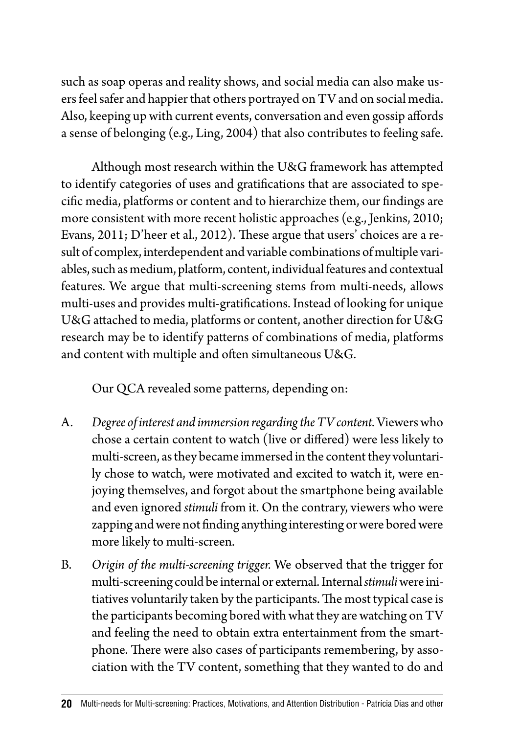such as soap operas and reality shows, and social media can also make users feel safer and happier that others portrayed on TV and on social media. Also, keeping up with current events, conversation and even gossip affords a sense of belonging (e.g., Ling, 2004) that also contributes to feeling safe.

Although most research within the U&G framework has attempted to identify categories of uses and gratifications that are associated to specific media, platforms or content and to hierarchize them, our findings are more consistent with more recent holistic approaches (e.g., Jenkins, 2010; Evans, 2011; D'heer et al., 2012). These argue that users' choices are a result of complex, interdependent and variable combinations of multiple variables, such as medium, platform, content, individual features and contextual features. We argue that multi-screening stems from multi-needs, allows multi-uses and provides multi-gratifications. Instead of looking for unique U&G attached to media, platforms or content, another direction for U&G research may be to identify patterns of combinations of media, platforms and content with multiple and often simultaneous U&G.

Our QCA revealed some patterns, depending on:

A. *Degree of interest and immersion regarding the TV content.* Viewers who chose a certain content to watch (live or differed) were less likely to multi-screen, as they became immersed in the content they voluntarily chose to watch, were motivated and excited to watch it, were enjoying themselves, and forgot about the smartphone being available and even ignored *stimuli* from it. On the contrary, viewers who were zapping and were not finding anything interesting or were bored were more likely to multi-screen.

B. *Origin of the multi-screening trigger.* We observed that the trigger for multi-screening could be internal or external. Internal *stimuli* were initiatives voluntarily taken by the participants. The most typical case is the participants becoming bored with what they are watching on TV and feeling the need to obtain extra entertainment from the smartphone. There were also cases of participants remembering, by association with the TV content, something that they wanted to do and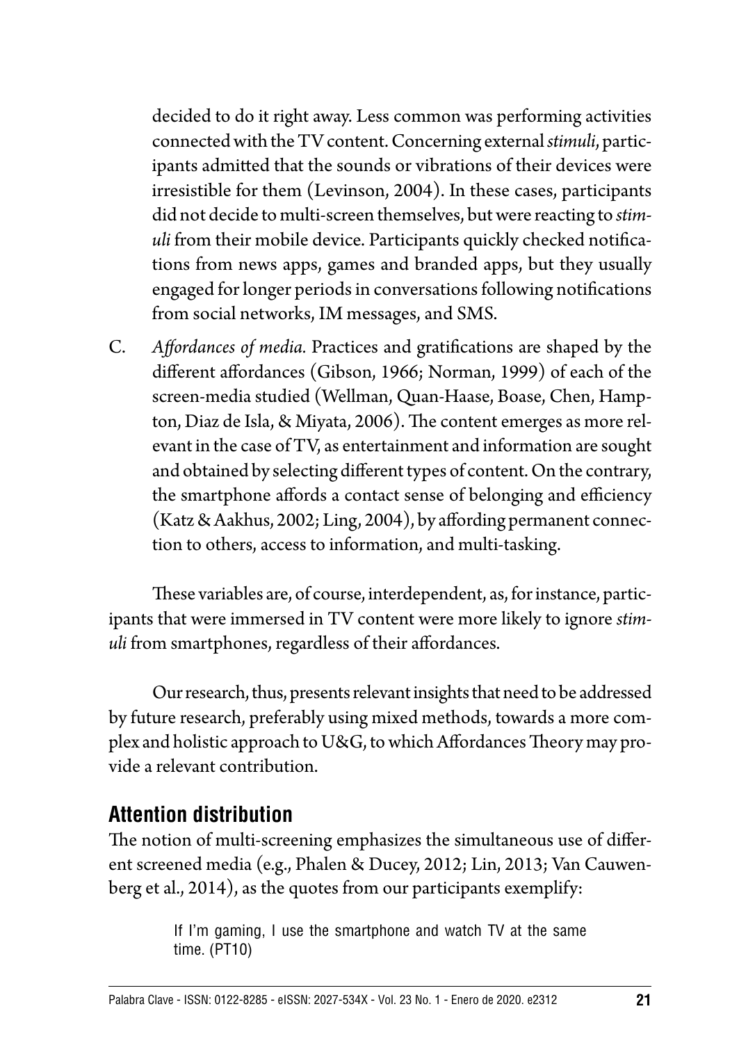decided to do it right away. Less common was performing activities connected with the TV content. Concerning external *stimuli*, participants admitted that the sounds or vibrations of their devices were irresistible for them (Levinson, 2004). In these cases, participants did not decide to multi-screen themselves, but were reacting to *stimuli* from their mobile device. Participants quickly checked notifications from news apps, games and branded apps, but they usually engaged for longer periods in conversations following notifications from social networks, IM messages, and SMS.

C. *Affordances of media.* Practices and gratifications are shaped by the different affordances (Gibson, 1966; Norman, 1999) of each of the screen-media studied (Wellman, Quan-Haase, Boase, Chen, Hampton, Diaz de Isla, & Miyata, 2006). The content emerges as more relevant in the case of TV, as entertainment and information are sought and obtained by selecting different types of content. On the contrary, the smartphone affords a contact sense of belonging and efficiency (Katz & Aakhus, 2002; Ling, 2004), by affording permanent connection to others, access to information, and multi-tasking.

These variables are, of course, interdependent, as, for instance, participants that were immersed in TV content were more likely to ignore *stimuli* from smartphones, regardless of their affordances.

Our research, thus, presents relevant insights that need to be addressed by future research, preferably using mixed methods, towards a more complex and holistic approach to U&G, to which Affordances Theory may provide a relevant contribution.

## Attention distribution

The notion of multi-screening emphasizes the simultaneous use of different screened media (e.g., Phalen & Ducey, 2012; Lin, 2013; Van Cauwenberg et al., 2014), as the quotes from our participants exemplify:

> If I'm gaming, I use the smartphone and watch TV at the same time. (PT10)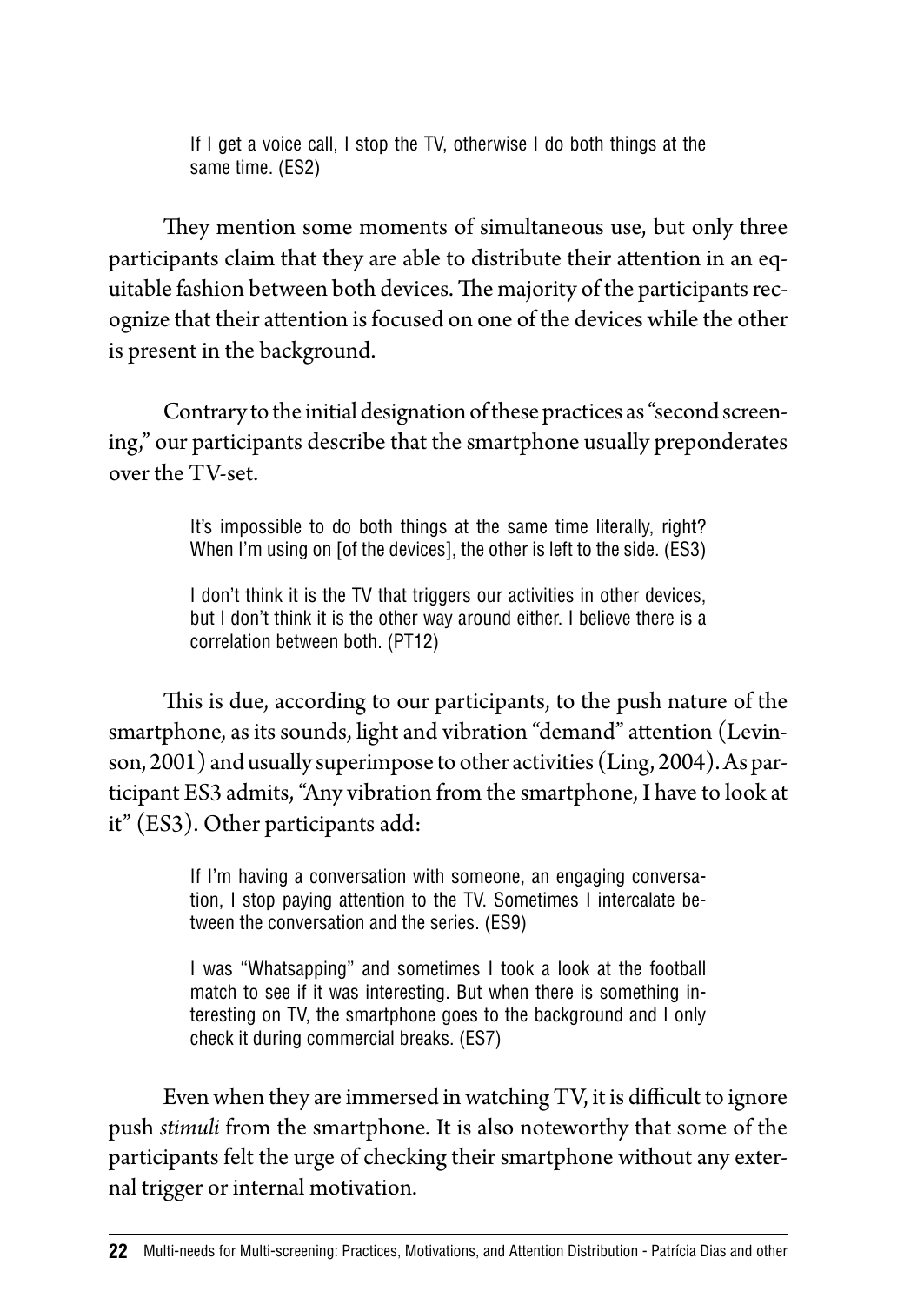> If I get a voice call, I stop the TV, otherwise I do both things at the same time. (ES2)

They mention some moments of simultaneous use, but only three participants claim that they are able to distribute their attention in an equitable fashion between both devices. The majority of the participants recognize that their attention is focused on one of the devices while the other is present in the background.

Contrary to the initial designation of these practices as "second screening," our participants describe that the smartphone usually preponderates over the TV-set.

> It's impossible to do both things at the same time literally, right? When I'm using on [of the devices], the other is left to the side. (ES3)

> I don't think it is the TV that triggers our activities in other devices, but I don't think it is the other way around either. I believe there is a correlation between both. (PT12)

This is due, according to our participants, to the push nature of the smartphone, as its sounds, light and vibration "demand" attention (Levinson, 2001) and usually superimpose to other activities (Ling, 2004). As participant ES3 admits, "Any vibration from the smartphone, I have to look at it" (ES3). Other participants add:

> If I'm having a conversation with someone, an engaging conversation, I stop paying attention to the TV. Sometimes I intercalate between the conversation and the series. (ES9)

> I was "Whatsapping" and sometimes I took a look at the football match to see if it was interesting. But when there is something interesting on TV, the smartphone goes to the background and I only check it during commercial breaks. (ES7)

Even when they are immersed in watching TV, it is difficult to ignore push *stimuli* from the smartphone. It is also noteworthy that some of the participants felt the urge of checking their smartphone without any external trigger or internal motivation.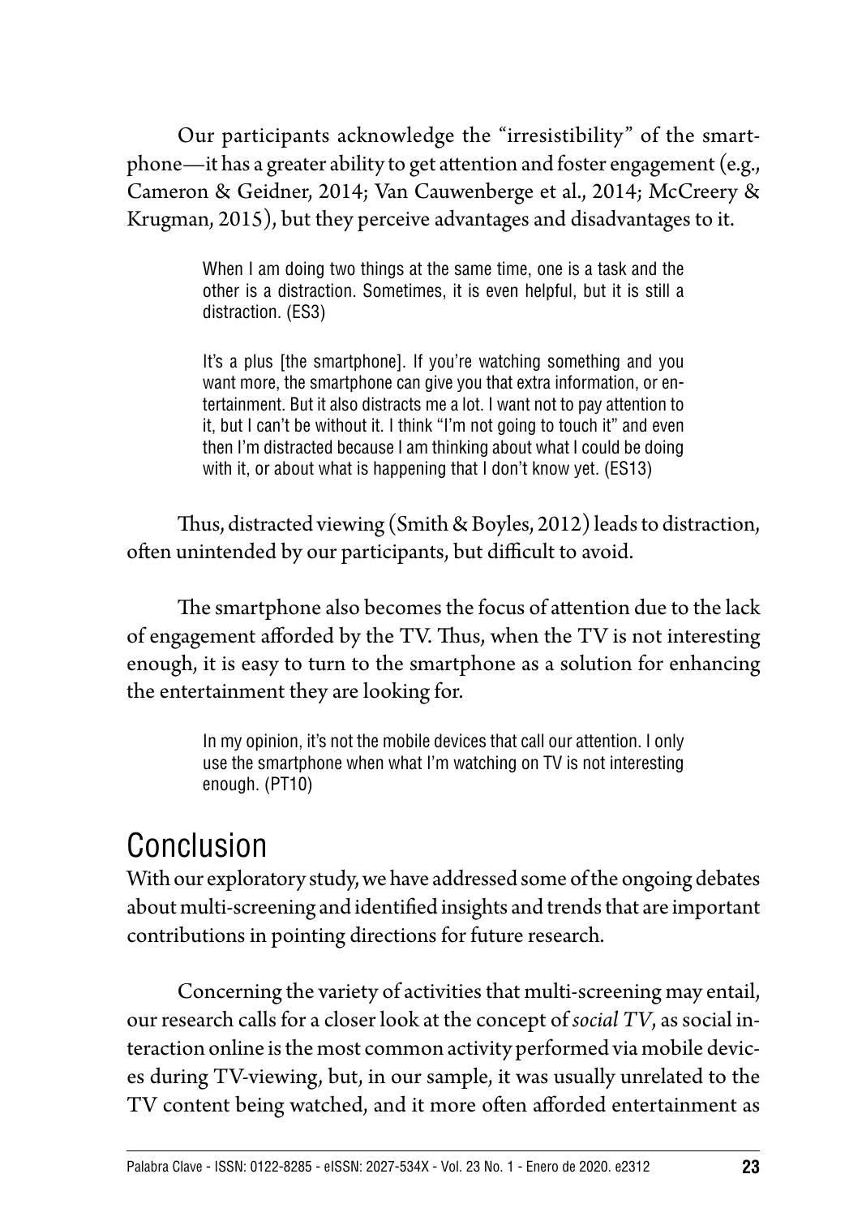Our participants acknowledge the "irresistibility" of the smartphone—it has a greater ability to get attention and foster engagement (e.g., Cameron & Geidner, 2014; Van Cauwenberge et al., 2014; McCreery & Krugman, 2015), but they perceive advantages and disadvantages to it.

> When I am doing two things at the same time, one is a task and the other is a distraction. Sometimes, it is even helpful, but it is still a distraction. (ES3)

> It's a plus [the smartphone]. If you're watching something and you want more, the smartphone can give you that extra information, or entertainment. But it also distracts me a lot. I want not to pay attention to it, but I can't be without it. I think "I'm not going to touch it" and even then I'm distracted because I am thinking about what I could be doing with it, or about what is happening that I don't know yet. (ES13)

Thus, distracted viewing (Smith & Boyles, 2012) leads to distraction, often unintended by our participants, but difficult to avoid.

The smartphone also becomes the focus of attention due to the lack of engagement afforded by the TV. Thus, when the TV is not interesting enough, it is easy to turn to the smartphone as a solution for enhancing the entertainment they are looking for.

> In my opinion, it's not the mobile devices that call our attention. I only use the smartphone when what I'm watching on TV is not interesting enough. (PT10)

# Conclusion

With our exploratory study, we have addressed some of the ongoing debates about multi-screening and identified insights and trends that are important contributions in pointing directions for future research.

Concerning the variety of activities that multi-screening may entail, our research calls for a closer look at the concept of *social TV*, as social interaction online is the most common activity performed via mobile devices during TV-viewing, but, in our sample, it was usually unrelated to the TV content being watched, and it more often afforded entertainment as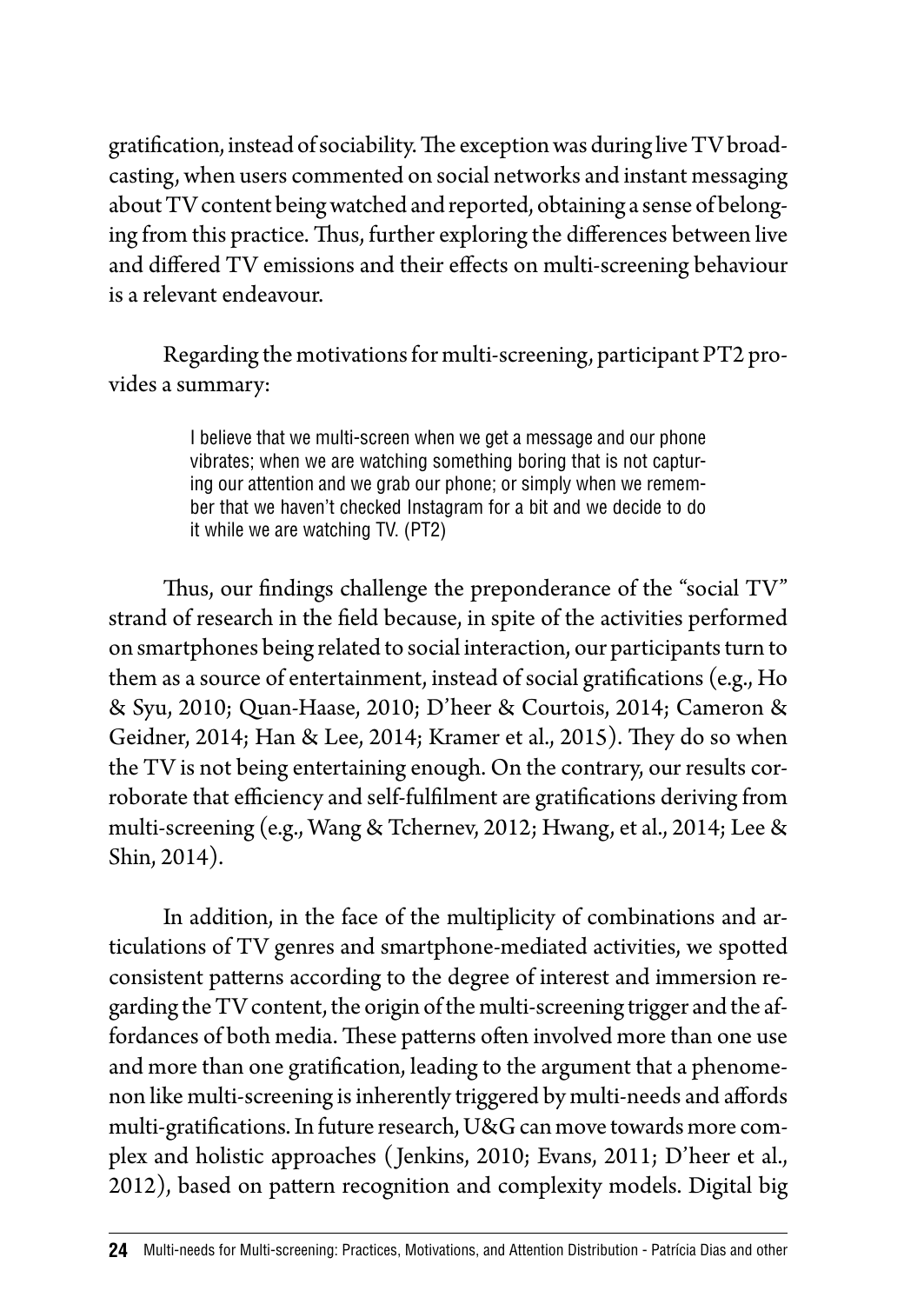gratification, instead of sociability. The exception was during live TV broadcasting, when users commented on social networks and instant messaging about TV content being watched and reported, obtaining a sense of belonging from this practice. Thus, further exploring the differences between live and differed TV emissions and their effects on multi-screening behaviour is a relevant endeavour.

Regarding the motivations for multi-screening, participant PT2 provides a summary:

> I believe that we multi-screen when we get a message and our phone vibrates; when we are watching something boring that is not capturing our attention and we grab our phone; or simply when we remember that we haven't checked Instagram for a bit and we decide to do it while we are watching TV. (PT2)

Thus, our findings challenge the preponderance of the "social TV" strand of research in the field because, in spite of the activities performed on smartphones being related to social interaction, our participants turn to them as a source of entertainment, instead of social gratifications (e.g., Ho & Syu, 2010; Quan-Haase, 2010; D'heer & Courtois, 2014; Cameron & Geidner, 2014; Han & Lee, 2014; Kramer et al., 2015). They do so when the TV is not being entertaining enough. On the contrary, our results corroborate that efficiency and self-fulfilment are gratifications deriving from multi-screening (e.g., Wang & Tchernev, 2012; Hwang, et al., 2014; Lee & Shin, 2014).

In addition, in the face of the multiplicity of combinations and articulations of TV genres and smartphone-mediated activities, we spotted consistent patterns according to the degree of interest and immersion regarding the TV content, the origin of the multi-screening trigger and the affordances of both media. These patterns often involved more than one use and more than one gratification, leading to the argument that a phenomenon like multi-screening is inherently triggered by multi-needs and affords multi-gratifications. In future research, U&G can move towards more complex and holistic approaches (Jenkins, 2010; Evans, 2011; D'heer et al., 2012), based on pattern recognition and complexity models. Digital big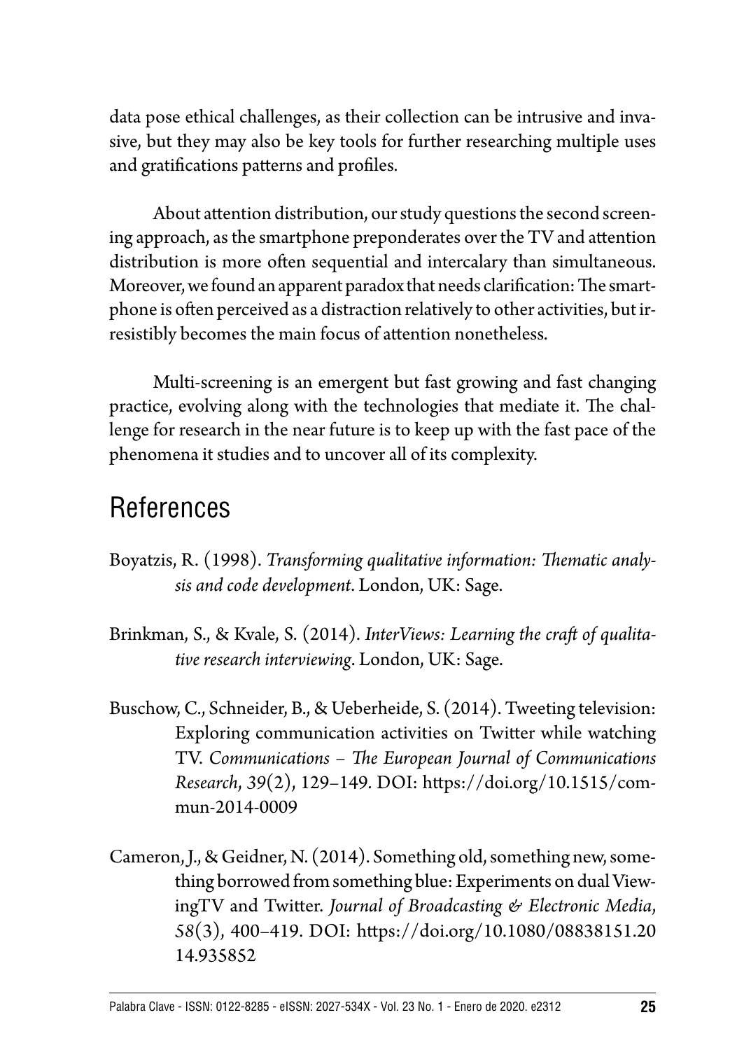data pose ethical challenges, as their collection can be intrusive and invasive, but they may also be key tools for further researching multiple uses and gratifications patterns and profiles.

About attention distribution, our study questions the second screening approach, as the smartphone preponderates over the TV and attention distribution is more often sequential and intercalary than simultaneous. Moreover, we found an apparent paradox that needs clarification: The smartphone is often perceived as a distraction relatively to other activities, but irresistibly becomes the main focus of attention nonetheless.

Multi-screening is an emergent but fast growing and fast changing practice, evolving along with the technologies that mediate it. The challenge for research in the near future is to keep up with the fast pace of the phenomena it studies and to uncover all of its complexity.

## References

Boyatzis, R. (1998). *Transforming qualitative information: Thematic analysis and code development*. London, UK: Sage.

Brinkman, S., & Kvale, S. (2014). *InterViews: Learning the craft of qualitative research interviewing*. London, UK: Sage.

Buschow, C., Schneider, B., & Ueberheide, S. (2014). Tweeting television: Exploring communication activities on Twitter while watching TV. *Communications – The European Journal of Communications Research*, *39*(2), 129–149. DOI: https://doi.org/10.1515/commun-2014-0009

Cameron, J., & Geidner, N. (2014). Something old, something new, something borrowed from something blue: Experiments on dual ViewingTV and Twitter. *Journal of Broadcasting & Electronic Media*, *58*(3), 400–419. DOI: https://doi.org/10.1080/08838151.2014.935852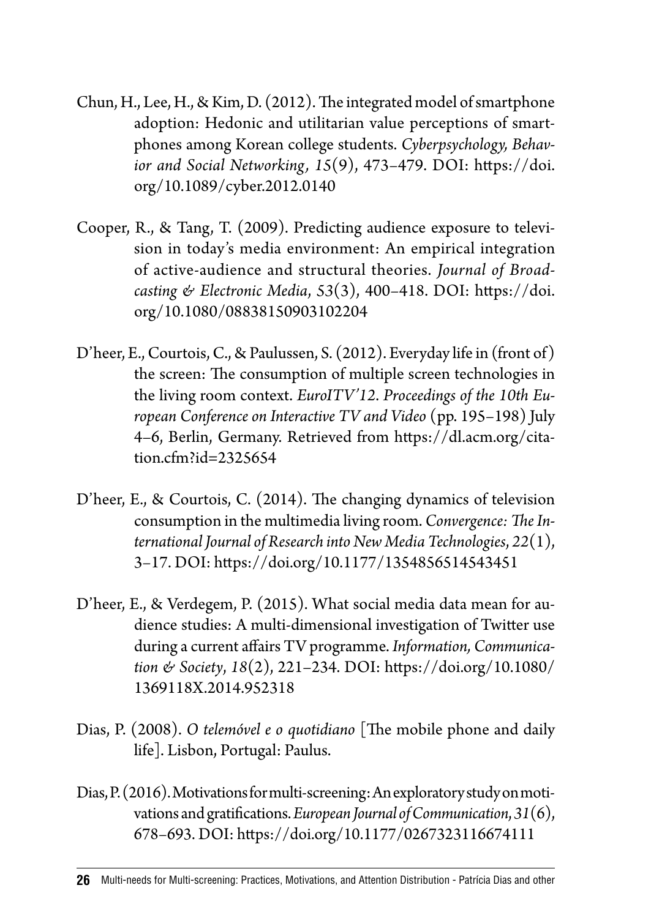Chun, H., Lee, H., & Kim, D. (2012). The integrated model of smartphone adoption: Hedonic and utilitarian value perceptions of smartphones among Korean college students. *Cyberpsychology, Behavior and Social Networking, 15*(9), 473–479. DOI: https://doi.org/10.1089/cyber.2012.0140

Cooper, R., & Tang, T. (2009). Predicting audience exposure to television in today's media environment: An empirical integration of active-audience and structural theories. *Journal of Broadcasting & Electronic Media*, *53*(3), 400–418. DOI: https://doi.org/10.1080/08838150903102204

D'heer, E., Courtois, C., & Paulussen, S. (2012). Everyday life in (front of) the screen: The consumption of multiple screen technologies in the living room context. *EuroITV'12. Proceedings of the 10th European Conference on Interactive TV and Video* (pp. 195–198) July 4–6, Berlin, Germany. Retrieved from https://dl.acm.org/citation.cfm?id=2325654

D'heer, E., & Courtois, C. (2014). The changing dynamics of television consumption in the multimedia living room. *Convergence: The International Journal of Research into New Media Technologies*, *22*(1), 3–17. DOI: https://doi.org/10.1177/1354856514543451

D'heer, E., & Verdegem, P. (2015). What social media data mean for audience studies: A multi-dimensional investigation of Twitter use during a current affairs TV programme. *Information, Communication & Society*, *18*(2), 221–234. DOI: https://doi.org/10.1080/1369118X.2014.952318

Dias, P. (2008). *O telemóvel e o quotidiano* [The mobile phone and daily life]. Lisbon, Portugal: Paulus.

Dias, P. (2016). Motivations for multi-screening: An exploratory study on motivations and gratifications. *European Journal of Communication*, *31*(6), 678–693. DOI: https://doi.org/10.1177/0267323116674111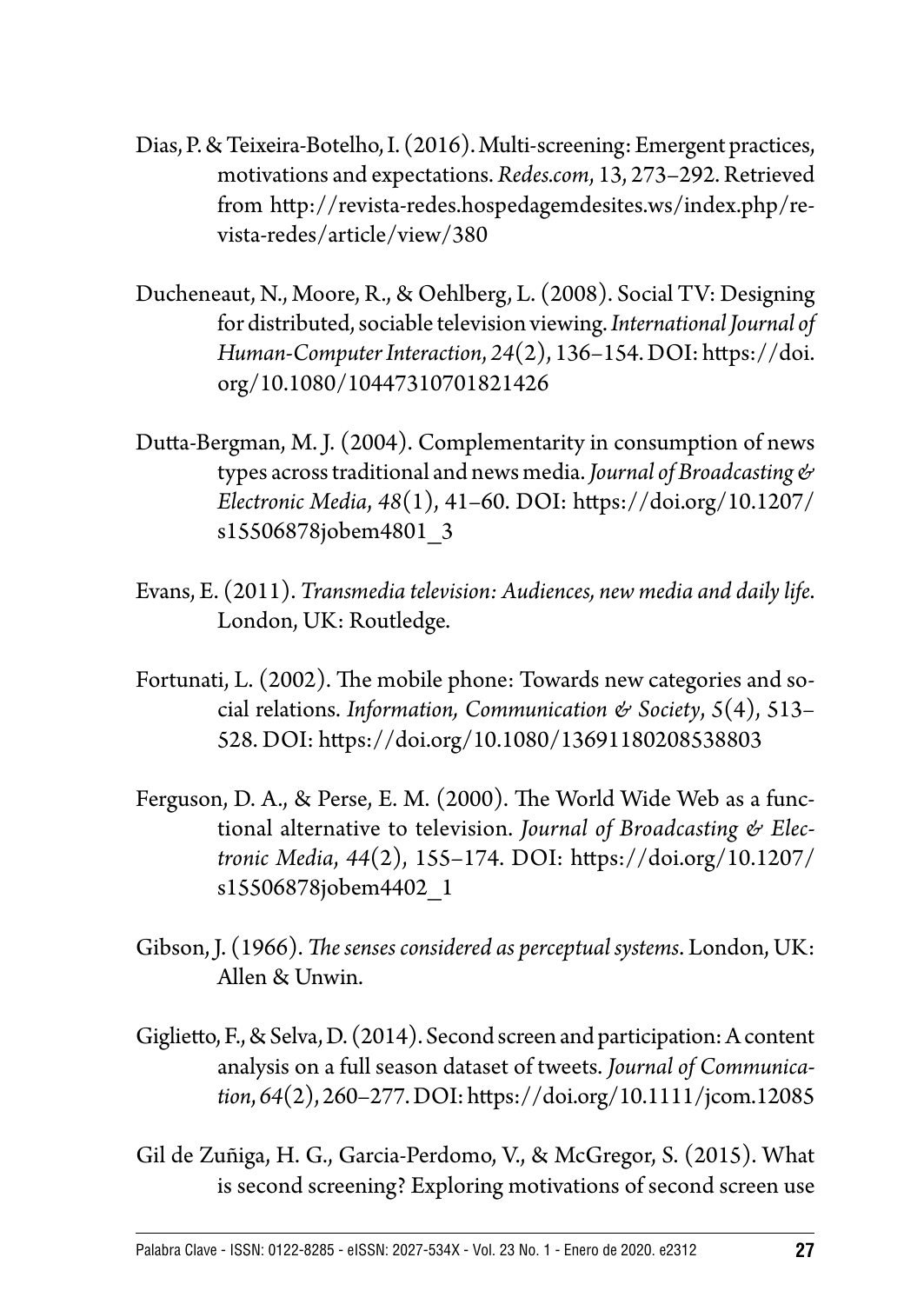Dias, P. & Teixeira-Botelho, I. (2016). Multi-screening: Emergent practices, motivations and expectations. *Redes.com*, 13, 273–292. Retrieved from http://revista-redes.hospedagemdesites.ws/index.php/revista-redes/article/view/380

Ducheneaut, N., Moore, R., & Oehlberg, L. (2008). Social TV: Designing for distributed, sociable television viewing. *International Journal of Human-Computer Interaction*, *24*(2), 136–154. DOI: https://doi.org/10.1080/10447310701821426

Dutta-Bergman, M. J. (2004). Complementarity in consumption of news types across traditional and news media. *Journal of Broadcasting & Electronic Media*, *48*(1), 41–60. DOI: https://doi.org/10.1207/s15506878jobem4801_3

Evans, E. (2011). *Transmedia television: Audiences, new media and daily life*. London, UK: Routledge.

Fortunati, L. (2002). The mobile phone: Towards new categories and social relations. *Information, Communication & Society*, *5*(4), 513–528. DOI: https://doi.org/10.1080/13691180208538803

Ferguson, D. A., & Perse, E. M. (2000). The World Wide Web as a functional alternative to television. *Journal of Broadcasting & Electronic Media*, *44*(2), 155–174. DOI: https://doi.org/10.1207/s15506878jobem4402_1

Gibson, J. (1966). *The senses considered as perceptual systems*. London, UK: Allen & Unwin.

Giglietto, F., & Selva, D. (2014). Second screen and participation: A content analysis on a full season dataset of tweets. *Journal of Communication*, *64*(2), 260–277. DOI: https://doi.org/10.1111/jcom.12085

Gil de Zuñiga, H. G., Garcia-Perdomo, V., & McGregor, S. (2015). What is second screening? Exploring motivations of second screen use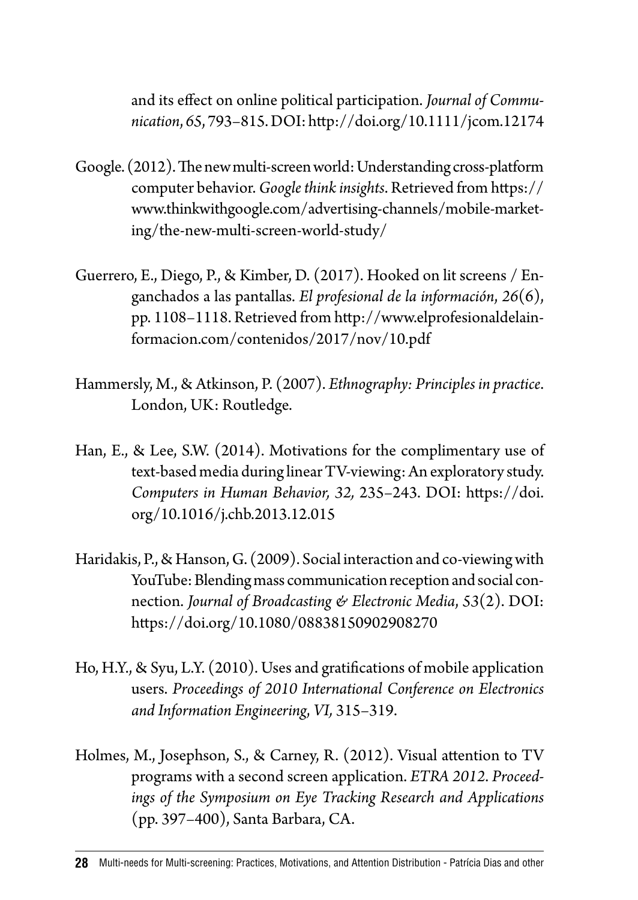and its effect on online political participation. *Journal of Communication, 65*, 793–815. DOI: http://doi.org/10.1111/jcom.12174

Google. (2012). The new multi-screen world: Understanding cross-platform computer behavior. *Google think insights*. Retrieved from https://www.thinkwithgoogle.com/advertising-channels/mobile-marketing/the-new-multi-screen-world-study/

Guerrero, E., Diego, P., & Kimber, D. (2017). Hooked on lit screens / Enganchados a las pantallas. *El profesional de la información*, *26*(6), pp. 1108–1118. Retrieved from http://www.elprofesionaldelainformacion.com/contenidos/2017/nov/10.pdf

Hammersly, M., & Atkinson, P. (2007). *Ethnography: Principles in practice*. London, UK: Routledge.

Han, E., & Lee, S.W. (2014). Motivations for the complimentary use of text-based media during linear TV-viewing: An exploratory study. *Computers in Human Behavior, 32,* 235–243. DOI: https://doi.org/10.1016/j.chb.2013.12.015

Haridakis, P., & Hanson, G. (2009). Social interaction and co-viewing with YouTube: Blending mass communication reception and social connection. *Journal of Broadcasting & Electronic Media*, *53*(2). DOI: https://doi.org/10.1080/08838150902908270

Ho, H.Y., & Syu, L.Y. (2010). Uses and gratifications of mobile application users. *Proceedings of 2010 International Conference on Electronics and Information Engineering, VI,* 315–319.

Holmes, M., Josephson, S., & Carney, R. (2012). Visual attention to TV programs with a second screen application. *ETRA 2012. Proceedings of the Symposium on Eye Tracking Research and Applications* (pp. 397–400), Santa Barbara, CA.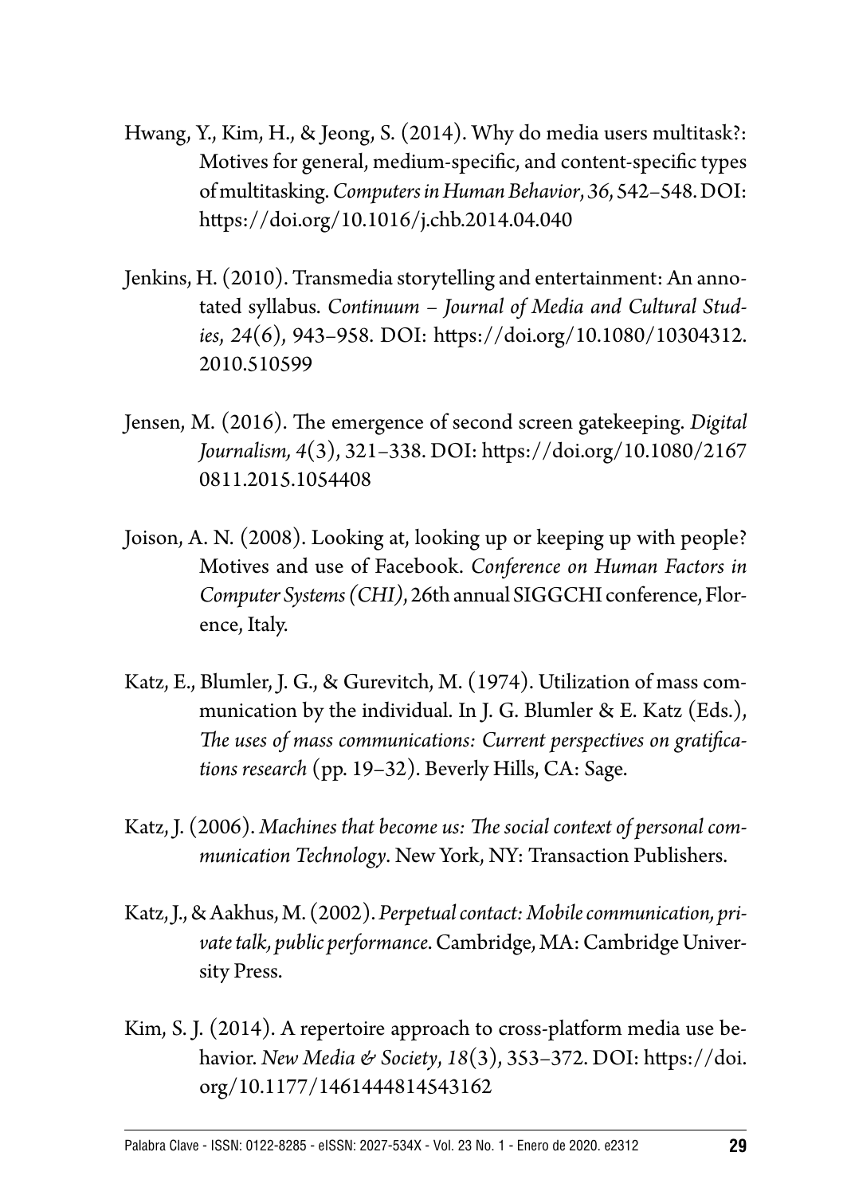Hwang, Y., Kim, H., & Jeong, S. (2014). Why do media users multitask?: Motives for general, medium-specific, and content-specific types of multitasking. *Computers in Human Behavior*, *36*, 542–548. DOI: https://doi.org/10.1016/j.chb.2014.04.040

Jenkins, H. (2010). Transmedia storytelling and entertainment: An annotated syllabus. *Continuum – Journal of Media and Cultural Studies*, *24*(6), 943–958. DOI: https://doi.org/10.1080/10304312.2010.510599

Jensen, M. (2016). The emergence of second screen gatekeeping. *Digital Journalism, 4*(3), 321–338. DOI: https://doi.org/10.1080/21670811.2015.1054408

Joison, A. N. (2008). Looking at, looking up or keeping up with people? Motives and use of Facebook. *Conference on Human Factors in Computer Systems (CHI)*, 26th annual SIGGCHI conference, Florence, Italy.

Katz, E., Blumler, J. G., & Gurevitch, M. (1974). Utilization of mass communication by the individual. In J. G. Blumler & E. Katz (Eds.), *The uses of mass communications: Current perspectives on gratifications research* (pp. 19–32). Beverly Hills, CA: Sage.

Katz, J. (2006). *Machines that become us: The social context of personal communication Technology*. New York, NY: Transaction Publishers.

Katz, J., & Aakhus, M. (2002). *Perpetual contact: Mobile communication, private talk, public performance*. Cambridge, MA: Cambridge University Press.

Kim, S. J. (2014). A repertoire approach to cross-platform media use behavior. *New Media & Society*, *18*(3), 353–372. DOI: https://doi.org/10.1177/1461444814543162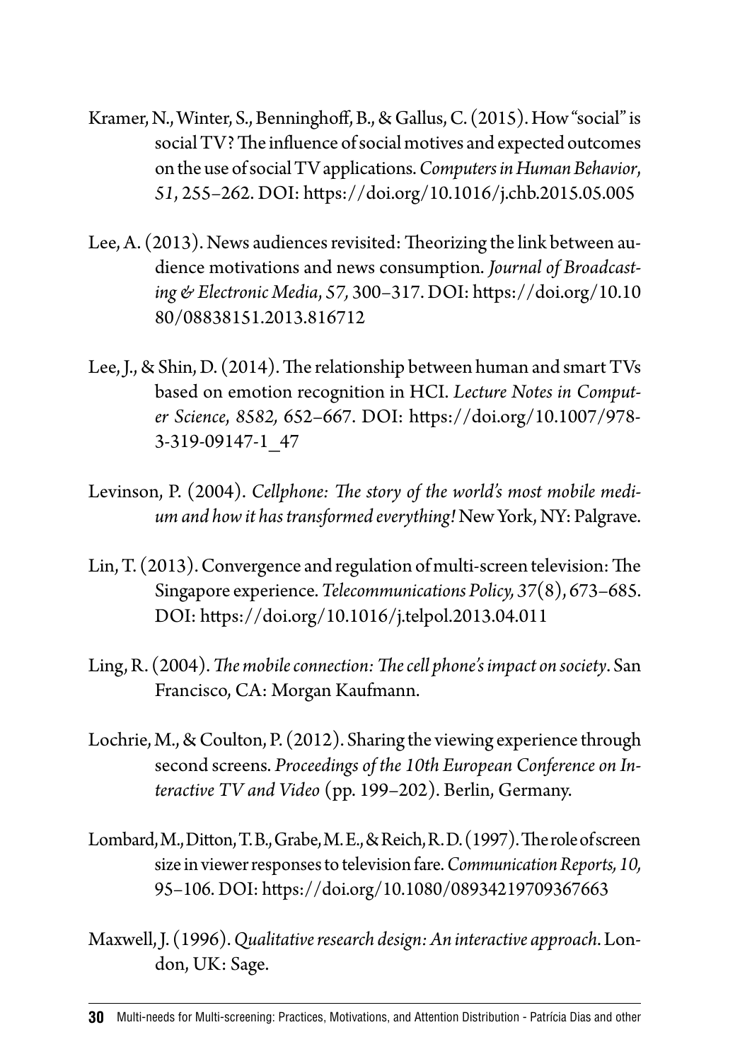Kramer, N., Winter, S., Benninghoff, B., & Gallus, C. (2015). How "social" is social TV? The influence of social motives and expected outcomes on the use of social TV applications. *Computers in Human Behavior*, *51*, 255–262. DOI: https://doi.org/10.1016/j.chb.2015.05.005

Lee, A. (2013). News audiences revisited: Theorizing the link between audience motivations and news consumption. *Journal of Broadcasting & Electronic Media*, *57,* 300–317. DOI: https://doi.org/10.1080/08838151.2013.816712

Lee, J., & Shin, D. (2014). The relationship between human and smart TVs based on emotion recognition in HCI. *Lecture Notes in Computer Science*, *8582,* 652–667. DOI: https://doi.org/10.1007/978-3-319-09147-1_47

Levinson, P. (2004). *Cellphone: The story of the world's most mobile medium and how it has transformed everything!* New York, NY: Palgrave.

Lin, T. (2013). Convergence and regulation of multi-screen television: The Singapore experience. *Telecommunications Policy, 37*(8), 673–685. DOI: https://doi.org/10.1016/j.telpol.2013.04.011

Ling, R. (2004). *The mobile connection: The cell phone's impact on society*. San Francisco, CA: Morgan Kaufmann.

Lochrie, M., & Coulton, P. (2012). Sharing the viewing experience through second screens. *Proceedings of the 10th European Conference on Interactive TV and Video* (pp. 199–202). Berlin, Germany.

Lombard, M., Ditton, T. B., Grabe, M. E., & Reich, R. D. (1997). The role of screen size in viewer responses to television fare. *Communication Reports, 10,* 95–106. DOI: https://doi.org/10.1080/08934219709367663

Maxwell, J. (1996). *Qualitative research design: An interactive approach*. London, UK: Sage.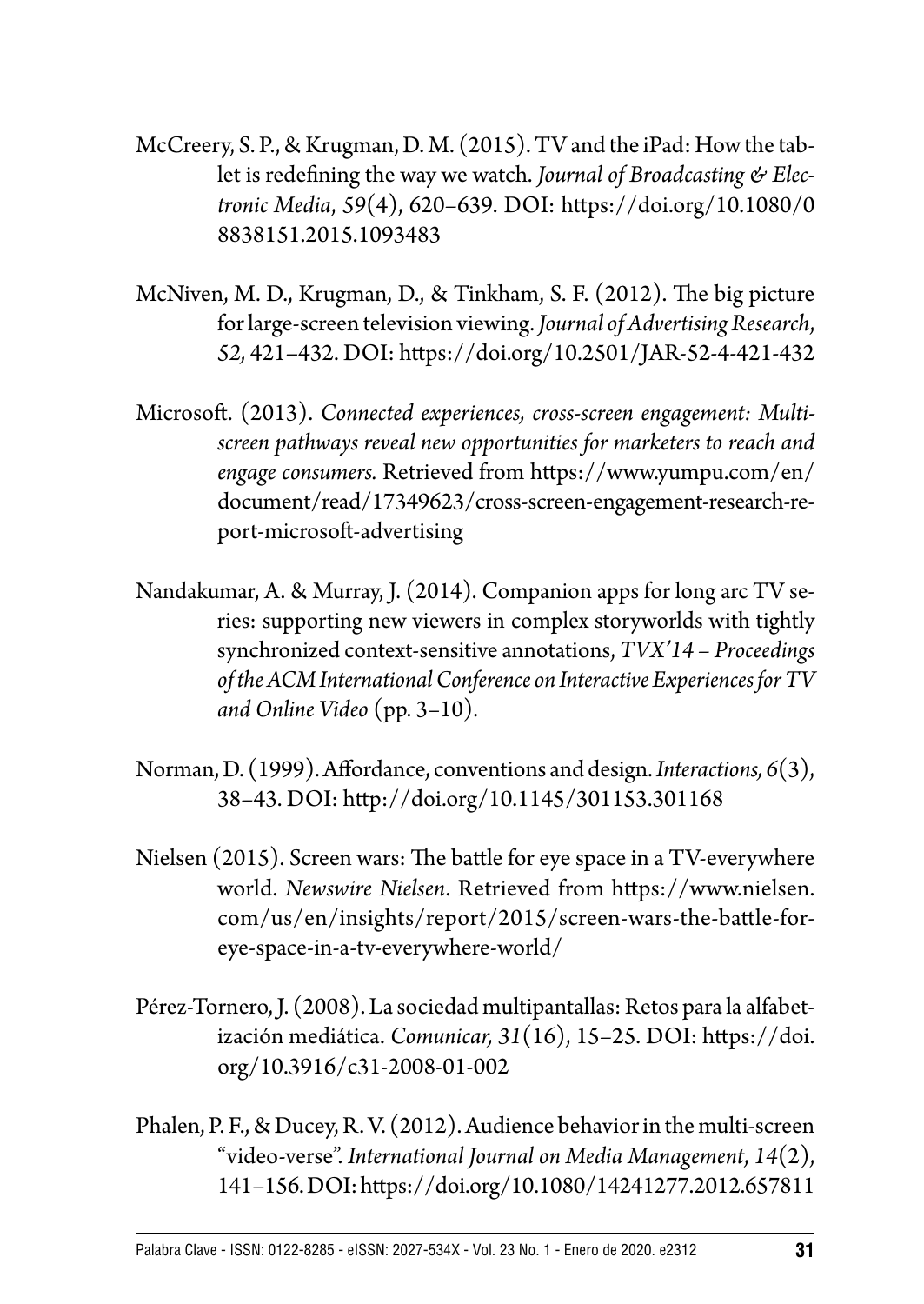McCreery, S. P., & Krugman, D. M. (2015). TV and the iPad: How the tablet is redefining the way we watch. *Journal of Broadcasting & Electronic Media*, *59*(4), 620–639. DOI: https://doi.org/10.1080/08838151.2015.1093483

McNiven, M. D., Krugman, D., & Tinkham, S. F. (2012). The big picture for large-screen television viewing. *Journal of Advertising Research*, *52,* 421–432. DOI: https://doi.org/10.2501/JAR-52-4-421-432

Microsoft. (2013). *Connected experiences, cross-screen engagement: Multiscreen pathways reveal new opportunities for marketers to reach and engage consumers.* Retrieved from https://www.yumpu.com/en/document/read/17349623/cross-screen-engagement-research-report-microsoft-advertising

Nandakumar, A. & Murray, J. (2014). Companion apps for long arc TV series: supporting new viewers in complex storyworlds with tightly synchronized context-sensitive annotations, *TVX'14 – Proceedings of the ACM International Conference on Interactive Experiences for TV and Online Video* (pp. 3–10).

Norman, D. (1999). Affordance, conventions and design. *Interactions, 6*(3), 38–43. DOI: http://doi.org/10.1145/301153.301168

Nielsen (2015). Screen wars: The battle for eye space in a TV-everywhere world. *Newswire Nielsen*. Retrieved from https://www.nielsen.com/us/en/insights/report/2015/screen-wars-the-battle-for-eye-space-in-a-tv-everywhere-world/

Pérez-Tornero, J. (2008). La sociedad multipantallas: Retos para la alfabetización mediática. *Comunicar, 31*(16), 15–25. DOI: https://doi.org/10.3916/c31-2008-01-002

Phalen, P. F., & Ducey, R. V. (2012). Audience behavior in the multi-screen "video-verse". *International Journal on Media Management*, *14*(2), 141–156. DOI: https://doi.org/10.1080/14241277.2012.657811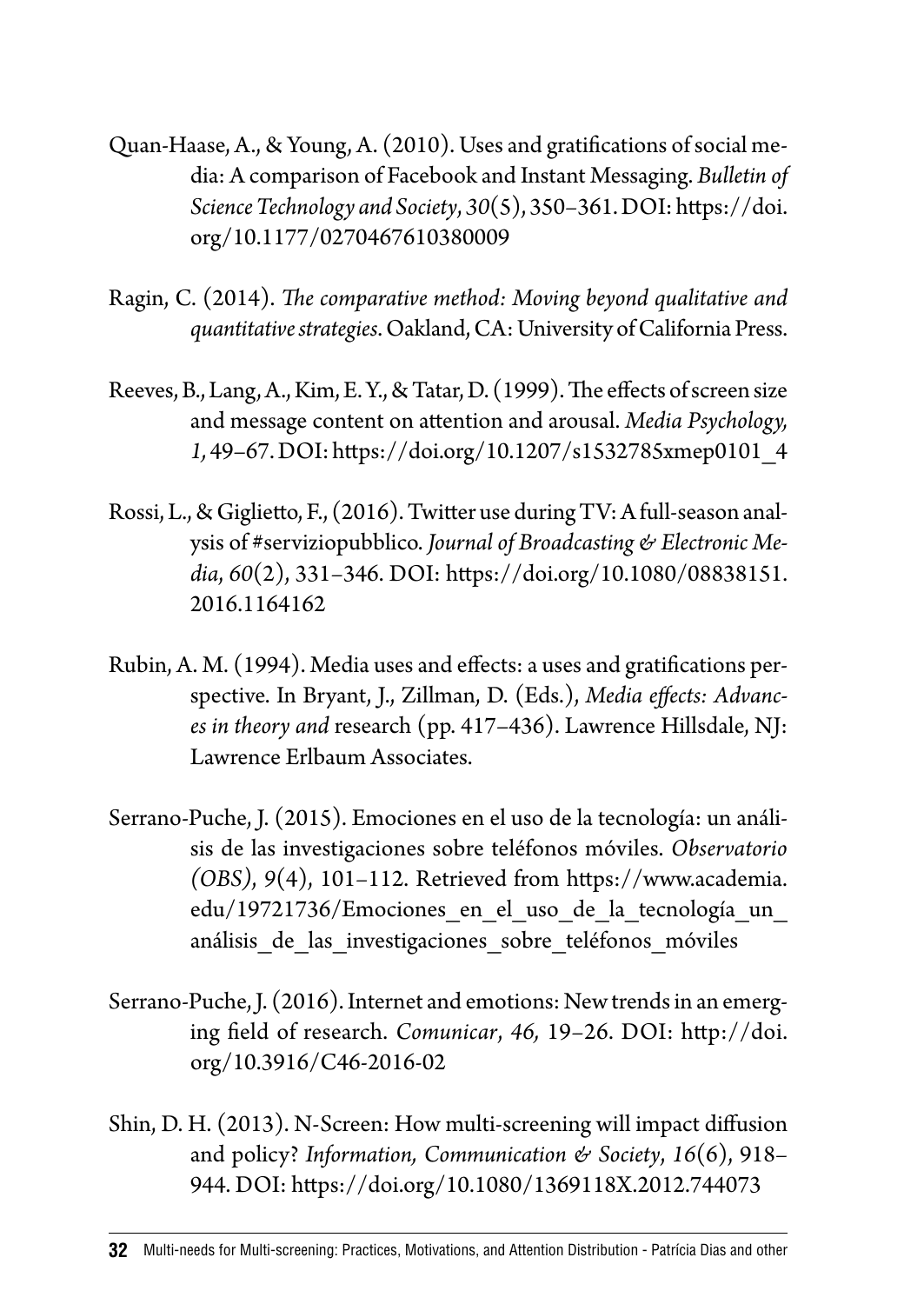Quan-Haase, A., & Young, A. (2010). Uses and gratifications of social media: A comparison of Facebook and Instant Messaging. *Bulletin of Science Technology and Society*, *30*(5), 350–361. DOI: https://doi.org/10.1177/0270467610380009

Ragin, C. (2014). *The comparative method: Moving beyond qualitative and quantitative strategies*. Oakland, CA: University of California Press.

Reeves, B., Lang, A., Kim, E. Y., & Tatar, D. (1999). The effects of screen size and message content on attention and arousal. *Media Psychology, 1,* 49–67. DOI: https://doi.org/10.1207/s1532785xmep0101_4

Rossi, L., & Giglietto, F., (2016). Twitter use during TV: A full-season analysis of #serviziopubblico. *Journal of Broadcasting & Electronic Media*, *60*(2), 331–346. DOI: https://doi.org/10.1080/08838151.2016.1164162

Rubin, A. M. (1994). Media uses and effects: a uses and gratifications perspective. In Bryant, J., Zillman, D. (Eds.), *Media effects: Advances in theory and* research (pp. 417–436). Lawrence Hillsdale, NJ: Lawrence Erlbaum Associates.

Serrano-Puche, J. (2015). Emociones en el uso de la tecnología: un análisis de las investigaciones sobre teléfonos móviles. *Observatorio (OBS)*, *9*(4), 101–112. Retrieved from https://www.academia.edu/19721736/Emociones_en_el_uso_de_la_tecnología_un_análisis_de_las_investigaciones_sobre_teléfonos_móviles

Serrano-Puche, J. (2016). Internet and emotions: New trends in an emerging field of research. *Comunicar*, *46,* 19–26. DOI: http://doi.org/10.3916/C46-2016-02

Shin, D. H. (2013). N-Screen: How multi-screening will impact diffusion and policy? *Information, Communication & Society*, *16*(6), 918–944. DOI: https://doi.org/10.1080/1369118X.2012.744073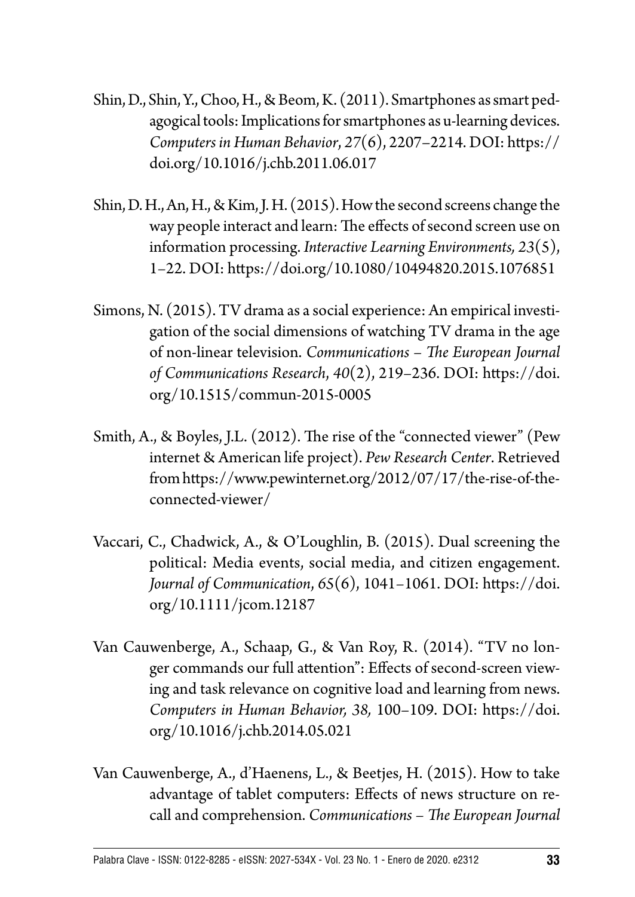Shin, D., Shin, Y., Choo, H., & Beom, K. (2011). Smartphones as smart pedagogical tools: Implications for smartphones as u-learning devices. *Computers in Human Behavior*, *27*(6), 2207–2214. DOI: https://doi.org/10.1016/j.chb.2011.06.017

Shin, D. H., An, H., & Kim, J. H. (2015). How the second screens change the way people interact and learn: The effects of second screen use on information processing. *Interactive Learning Environments, 23*(5), 1–22. DOI: https://doi.org/10.1080/10494820.2015.1076851

Simons, N. (2015). TV drama as a social experience: An empirical investigation of the social dimensions of watching TV drama in the age of non-linear television. *Communications – The European Journal of Communications Research*, *40*(2), 219–236. DOI: https://doi.org/10.1515/commun-2015-0005

Smith, A., & Boyles, J.L. (2012). The rise of the "connected viewer" (Pew internet & American life project). *Pew Research Center*. Retrieved from https://www.pewinternet.org/2012/07/17/the-rise-of-the-connected-viewer/

Vaccari, C., Chadwick, A., & O'Loughlin, B. (2015). Dual screening the political: Media events, social media, and citizen engagement. *Journal of Communication*, *65*(6), 1041–1061. DOI: https://doi.org/10.1111/jcom.12187

Van Cauwenberge, A., Schaap, G., & Van Roy, R. (2014). "TV no longer commands our full attention": Effects of second-screen viewing and task relevance on cognitive load and learning from news. *Computers in Human Behavior, 38,* 100–109. DOI: https://doi.org/10.1016/j.chb.2014.05.021

Van Cauwenberge, A., d'Haenens, L., & Beetjes, H. (2015). How to take advantage of tablet computers: Effects of news structure on recall and comprehension. *Communications – The European Journal*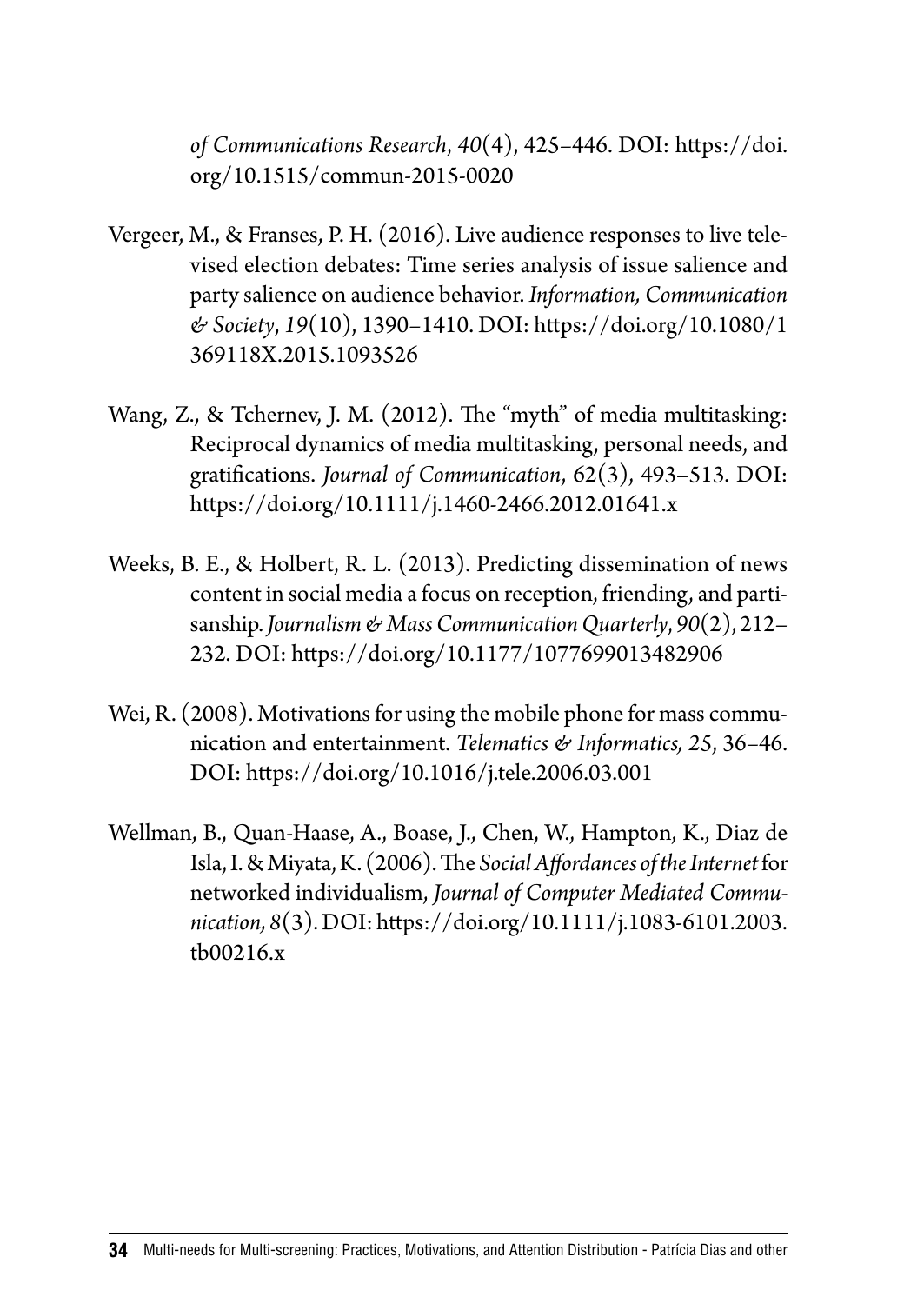*of Communications Research*, *40*(4), 425–446. DOI: https://doi.org/10.1515/commun-2015-0020

Vergeer, M., & Franses, P. H. (2016). Live audience responses to live televised election debates: Time series analysis of issue salience and party salience on audience behavior. *Information, Communication & Society*, *19*(10), 1390–1410. DOI: https://doi.org/10.1080/1369118X.2015.1093526

Wang, Z., & Tchernev, J. M. (2012). The "myth" of media multitasking: Reciprocal dynamics of media multitasking, personal needs, and gratifications. *Journal of Communication*, 62(3), 493–513. DOI: https://doi.org/10.1111/j.1460-2466.2012.01641.x

Weeks, B. E., & Holbert, R. L. (2013). Predicting dissemination of news content in social media a focus on reception, friending, and partisanship. *Journalism & Mass Communication Quarterly*, *90*(2), 212–232. DOI: https://doi.org/10.1177/1077699013482906

Wei, R. (2008). Motivations for using the mobile phone for mass communication and entertainment. *Telematics & Informatics, 25*, 36–46. DOI: https://doi.org/10.1016/j.tele.2006.03.001

Wellman, B., Quan-Haase, A., Boase, J., Chen, W., Hampton, K., Diaz de Isla, I. & Miyata, K. (2006). The *Social Affordances of the Internet* for networked individualism, *Journal of Computer Mediated Communication, 8*(3). DOI: https://doi.org/10.1111/j.1083-6101.2003.tb00216.x